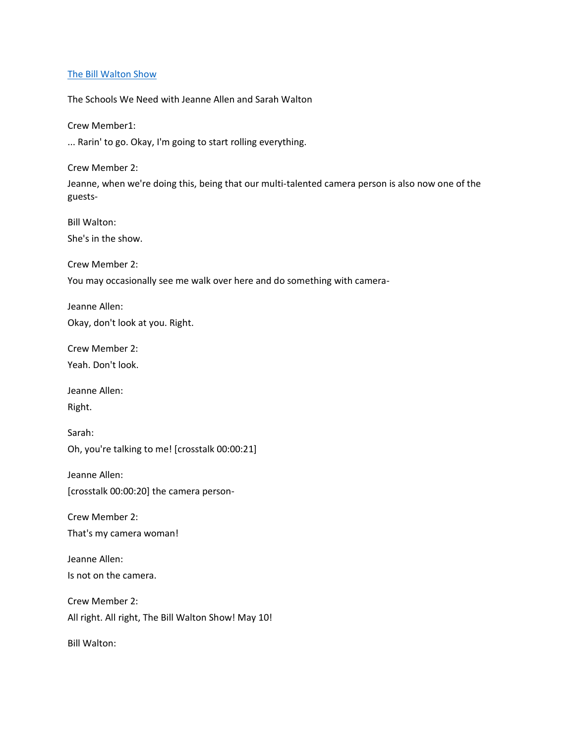[The Bill Walton Show]

The Schools We Need with Jeanne Allen and Sarah Walton

Crew Member1:

... Rarin' to go. Okay, I'm going to start rolling everything.

Crew Member 2:

Jeanne, when we're doing this, being that our multi-talented camera person is also now one of the guests-

Bill Walton:

She's in the show.

Crew Member 2:

You may occasionally see me walk over here and do something with camera-

Jeanne Allen:

Okay, don't look at you. Right.

Crew Member 2:

Yeah. Don't look.

Jeanne Allen:

Right.

Sarah:

Oh, you're talking to me! [crosstalk 00:00:21]

Jeanne Allen:

[crosstalk 00:00:20] the camera person-

Crew Member 2:

That's my camera woman!

Jeanne Allen:

Is not on the camera.

Crew Member 2:

All right. All right, The Bill Walton Show! May 10!

Bill Walton: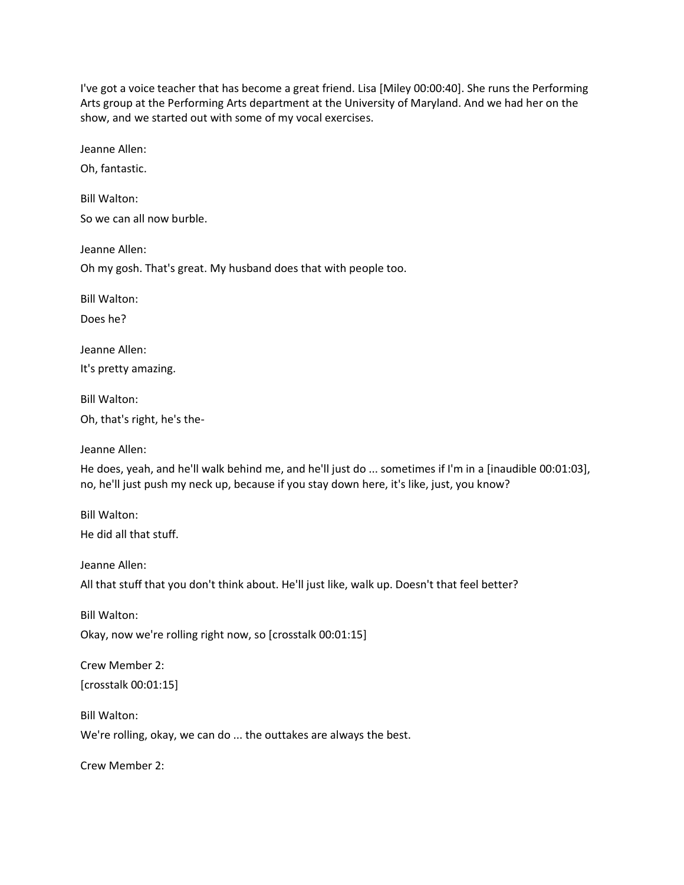I've got a voice teacher that has become a great friend. Lisa [Miley 00:00:40]. She runs the Performing Arts group at the Performing Arts department at the University of Maryland. And we had her on the show, and we started out with some of my vocal exercises.

Jeanne Allen:

Oh, fantastic.

Bill Walton:

So we can all now burble.

Jeanne Allen:

Oh my gosh. That's great. My husband does that with people too.

Bill Walton:

Does he?

Jeanne Allen:

It's pretty amazing.

Bill Walton:

Oh, that's right, he's the-

Jeanne Allen:

He does, yeah, and he'll walk behind me, and he'll just do ... sometimes if I'm in a [inaudible 00:01:03], no, he'll just push my neck up, because if you stay down here, it's like, just, you know?

Bill Walton:

He did all that stuff.

Jeanne Allen:

All that stuff that you don't think about. He'll just like, walk up. Doesn't that feel better?

Bill Walton:

Okay, now we're rolling right now, so [crosstalk 00:01:15]

Crew Member 2:

[crosstalk 00:01:15]

Bill Walton:

We're rolling, okay, we can do ... the outtakes are always the best.

Crew Member 2: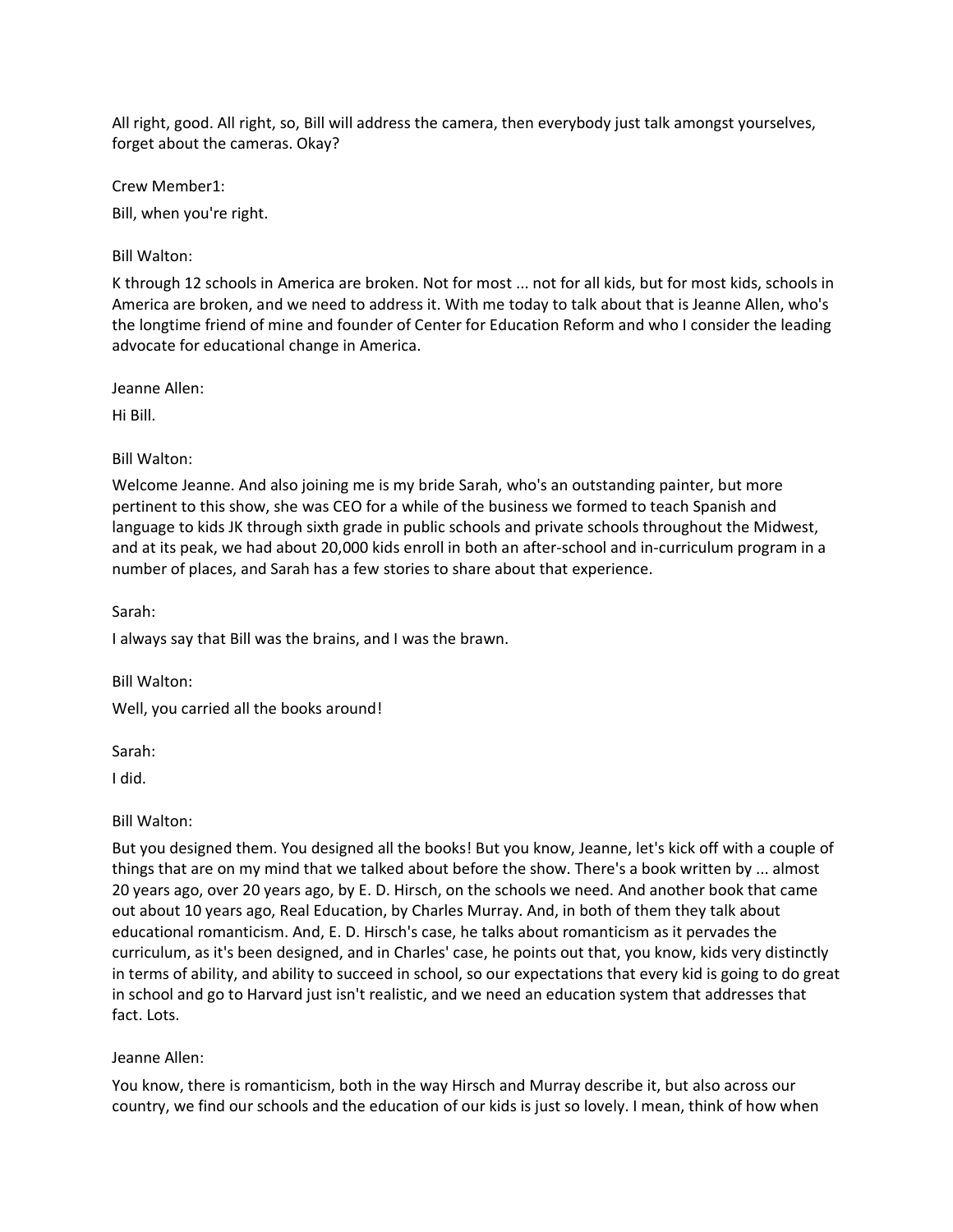All right, good. All right, so, Bill will address the camera, then everybody just talk amongst yourselves, forget about the cameras. Okay?

Crew Member1:

Bill, when you're right.

Bill Walton:

K through 12 schools in America are broken. Not for most ... not for all kids, but for most kids, schools in America are broken, and we need to address it. With me today to talk about that is Jeanne Allen, who's the longtime friend of mine and founder of Center for Education Reform and who I consider the leading advocate for educational change in America.

Jeanne Allen:

Hi Bill.

Bill Walton:

Welcome Jeanne. And also joining me is my bride Sarah, who's an outstanding painter, but more pertinent to this show, she was CEO for a while of the business we formed to teach Spanish and language to kids JK through sixth grade in public schools and private schools throughout the Midwest, and at its peak, we had about 20,000 kids enroll in both an after-school and in-curriculum program in a number of places, and Sarah has a few stories to share about that experience.

Sarah:

I always say that Bill was the brains, and I was the brawn.

Bill Walton:

Well, you carried all the books around!

Sarah:

I did.

Bill Walton:

But you designed them. You designed all the books! But you know, Jeanne, let's kick off with a couple of things that are on my mind that we talked about before the show. There's a book written by ... almost 20 years ago, over 20 years ago, by E. D. Hirsch, on the schools we need. And another book that came out about 10 years ago, Real Education, by Charles Murray. And, in both of them they talk about educational romanticism. And, E. D. Hirsch's case, he talks about romanticism as it pervades the curriculum, as it's been designed, and in Charles' case, he points out that, you know, kids very distinctly in terms of ability, and ability to succeed in school, so our expectations that every kid is going to do great in school and go to Harvard just isn't realistic, and we need an education system that addresses that fact. Lots.

Jeanne Allen:

You know, there is romanticism, both in the way Hirsch and Murray describe it, but also across our country, we find our schools and the education of our kids is just so lovely. I mean, think of how when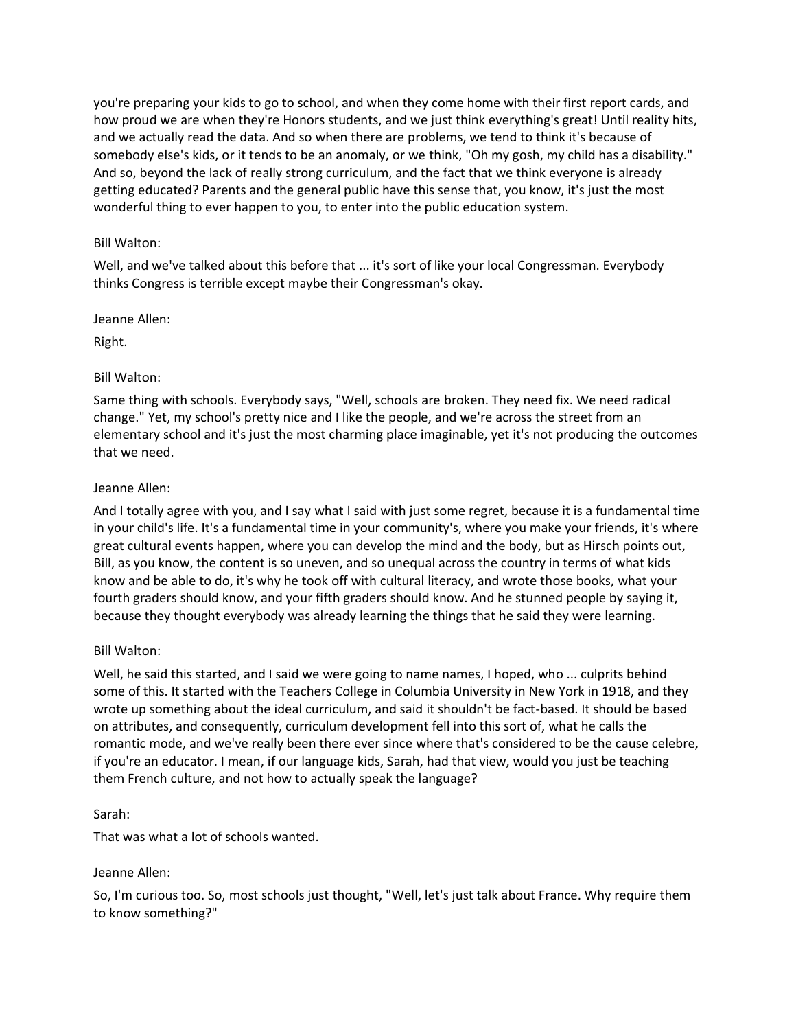you're preparing your kids to go to school, and when they come home with their first report cards, and how proud we are when they're Honors students, and we just think everything's great! Until reality hits, and we actually read the data. And so when there are problems, we tend to think it's because of somebody else's kids, or it tends to be an anomaly, or we think, "Oh my gosh, my child has a disability." And so, beyond the lack of really strong curriculum, and the fact that we think everyone is already getting educated? Parents and the general public have this sense that, you know, it's just the most wonderful thing to ever happen to you, to enter into the public education system.

Bill Walton:

Well, and we've talked about this before that ... it's sort of like your local Congressman. Everybody thinks Congress is terrible except maybe their Congressman's okay.

Jeanne Allen:

Right.

Bill Walton:

Same thing with schools. Everybody says, "Well, schools are broken. They need fix. We need radical change." Yet, my school's pretty nice and I like the people, and we're across the street from an elementary school and it's just the most charming place imaginable, yet it's not producing the outcomes that we need.

Jeanne Allen:

And I totally agree with you, and I say what I said with just some regret, because it is a fundamental time in your child's life. It's a fundamental time in your community's, where you make your friends, it's where great cultural events happen, where you can develop the mind and the body, but as Hirsch points out, Bill, as you know, the content is so uneven, and so unequal across the country in terms of what kids know and be able to do, it's why he took off with cultural literacy, and wrote those books, what your fourth graders should know, and your fifth graders should know. And he stunned people by saying it, because they thought everybody was already learning the things that he said they were learning.

Bill Walton:

Well, he said this started, and I said we were going to name names, I hoped, who ... culprits behind some of this. It started with the Teachers College in Columbia University in New York in 1918, and they wrote up something about the ideal curriculum, and said it shouldn't be fact-based. It should be based on attributes, and consequently, curriculum development fell into this sort of, what he calls the romantic mode, and we've really been there ever since where that's considered to be the cause celebre, if you're an educator. I mean, if our language kids, Sarah, had that view, would you just be teaching them French culture, and not how to actually speak the language?

Sarah:

That was what a lot of schools wanted.

Jeanne Allen:

So, I'm curious too. So, most schools just thought, "Well, let's just talk about France. Why require them to know something?"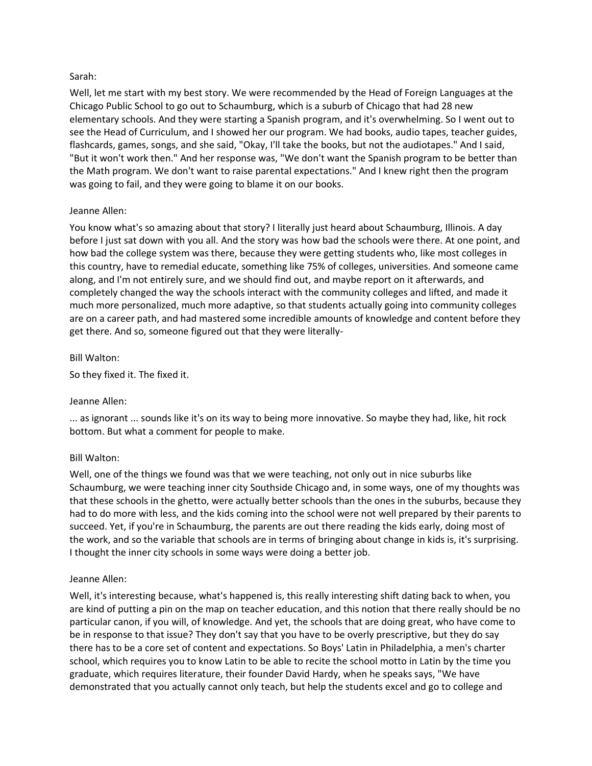Sarah:

Well, let me start with my best story. We were recommended by the Head of Foreign Languages at the Chicago Public School to go out to Schaumburg, which is a suburb of Chicago that had 28 new elementary schools. And they were starting a Spanish program, and it's overwhelming. So I went out to see the Head of Curriculum, and I showed her our program. We had books, audio tapes, teacher guides, flashcards, games, songs, and she said, "Okay, I'll take the books, but not the audiotapes." And I said, "But it won't work then." And her response was, "We don't want the Spanish program to be better than the Math program. We don't want to raise parental expectations." And I knew right then the program was going to fail, and they were going to blame it on our books.

Jeanne Allen:

You know what's so amazing about that story? I literally just heard about Schaumburg, Illinois. A day before I just sat down with you all. And the story was how bad the schools were there. At one point, and how bad the college system was there, because they were getting students who, like most colleges in this country, have to remedial educate, something like 75% of colleges, universities. And someone came along, and I'm not entirely sure, and we should find out, and maybe report on it afterwards, and completely changed the way the schools interact with the community colleges and lifted, and made it much more personalized, much more adaptive, so that students actually going into community colleges are on a career path, and had mastered some incredible amounts of knowledge and content before they get there. And so, someone figured out that they were literally-

Bill Walton:

So they fixed it. The fixed it.

Jeanne Allen:

... as ignorant ... sounds like it's on its way to being more innovative. So maybe they had, like, hit rock bottom. But what a comment for people to make.

Bill Walton:

Well, one of the things we found was that we were teaching, not only out in nice suburbs like Schaumburg, we were teaching inner city Southside Chicago and, in some ways, one of my thoughts was that these schools in the ghetto, were actually better schools than the ones in the suburbs, because they had to do more with less, and the kids coming into the school were not well prepared by their parents to succeed. Yet, if you're in Schaumburg, the parents are out there reading the kids early, doing most of the work, and so the variable that schools are in terms of bringing about change in kids is, it's surprising. I thought the inner city schools in some ways were doing a better job.

Jeanne Allen:

Well, it's interesting because, what's happened is, this really interesting shift dating back to when, you are kind of putting a pin on the map on teacher education, and this notion that there really should be no particular canon, if you will, of knowledge. And yet, the schools that are doing great, who have come to be in response to that issue? They don't say that you have to be overly prescriptive, but they do say there has to be a core set of content and expectations. So Boys' Latin in Philadelphia, a men's charter school, which requires you to know Latin to be able to recite the school motto in Latin by the time you graduate, which requires literature, their founder David Hardy, when he speaks says, "We have demonstrated that you actually cannot only teach, but help the students excel and go to college and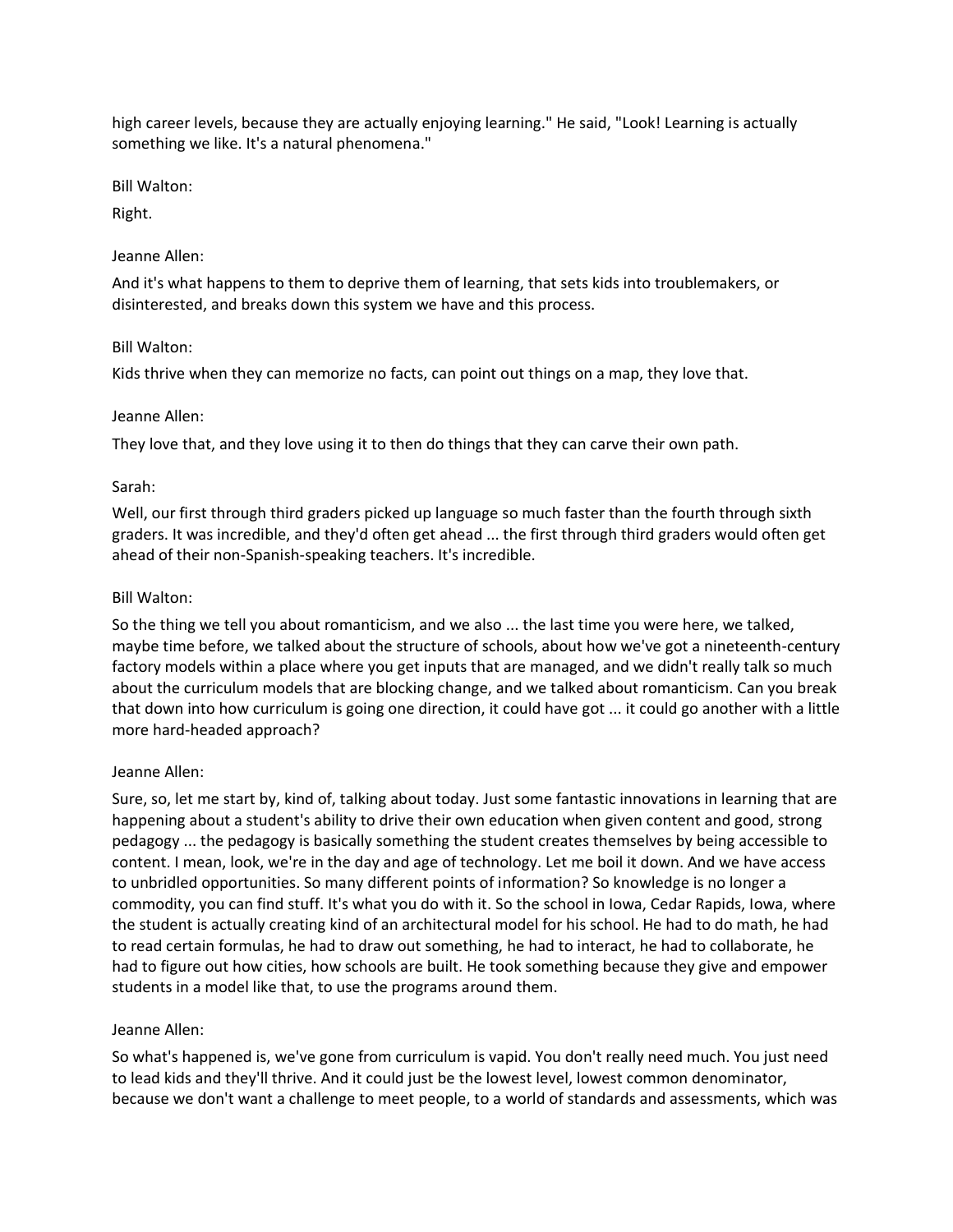high career levels, because they are actually enjoying learning." He said, "Look! Learning is actually something we like. It's a natural phenomena."

Bill Walton:

Right.

Jeanne Allen:

And it's what happens to them to deprive them of learning, that sets kids into troublemakers, or disinterested, and breaks down this system we have and this process.

Bill Walton:

Kids thrive when they can memorize no facts, can point out things on a map, they love that.

Jeanne Allen:

They love that, and they love using it to then do things that they can carve their own path.

Sarah:

Well, our first through third graders picked up language so much faster than the fourth through sixth graders. It was incredible, and they'd often get ahead ... the first through third graders would often get ahead of their non-Spanish-speaking teachers. It's incredible.

Bill Walton:

So the thing we tell you about romanticism, and we also ... the last time you were here, we talked, maybe time before, we talked about the structure of schools, about how we've got a nineteenth-century factory models within a place where you get inputs that are managed, and we didn't really talk so much about the curriculum models that are blocking change, and we talked about romanticism. Can you break that down into how curriculum is going one direction, it could have got ... it could go another with a little more hard-headed approach?

Jeanne Allen:

Sure, so, let me start by, kind of, talking about today. Just some fantastic innovations in learning that are happening about a student's ability to drive their own education when given content and good, strong pedagogy ... the pedagogy is basically something the student creates themselves by being accessible to content. I mean, look, we're in the day and age of technology. Let me boil it down. And we have access to unbridled opportunities. So many different points of information? So knowledge is no longer a commodity, you can find stuff. It's what you do with it. So the school in Iowa, Cedar Rapids, Iowa, where the student is actually creating kind of an architectural model for his school. He had to do math, he had to read certain formulas, he had to draw out something, he had to interact, he had to collaborate, he had to figure out how cities, how schools are built. He took something because they give and empower students in a model like that, to use the programs around them.

Jeanne Allen:

So what's happened is, we've gone from curriculum is vapid. You don't really need much. You just need to lead kids and they'll thrive. And it could just be the lowest level, lowest common denominator, because we don't want a challenge to meet people, to a world of standards and assessments, which was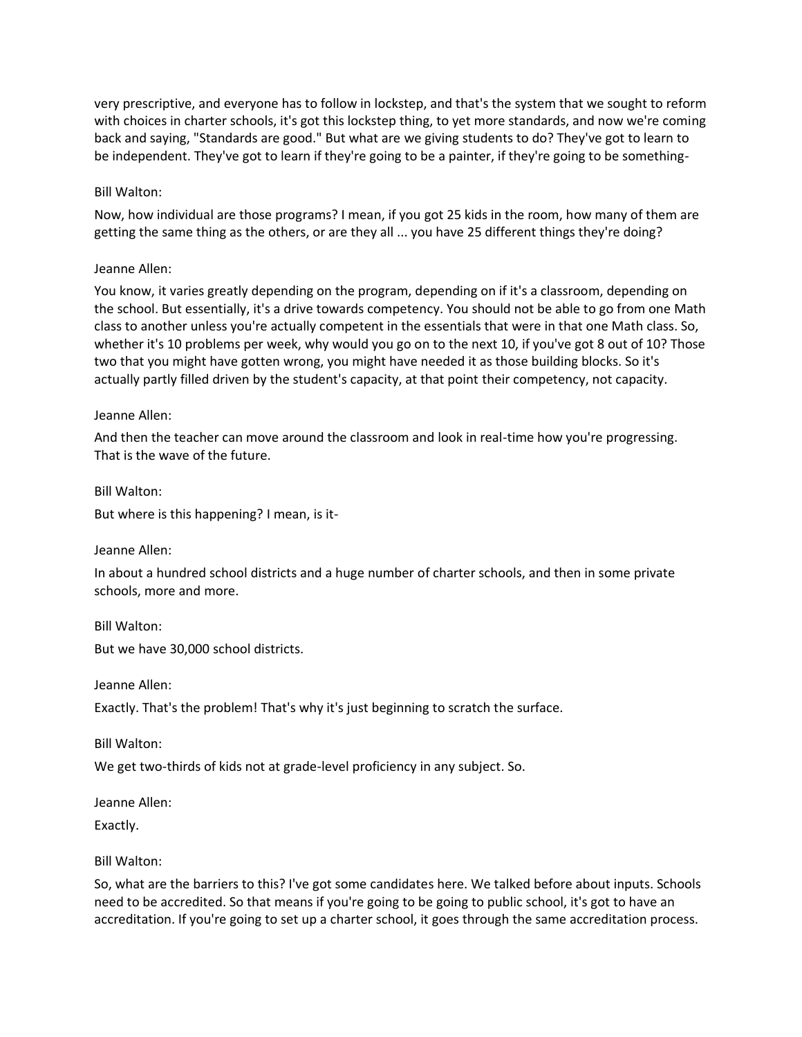very prescriptive, and everyone has to follow in lockstep, and that's the system that we sought to reform with choices in charter schools, it's got this lockstep thing, to yet more standards, and now we're coming back and saying, "Standards are good." But what are we giving students to do? They've got to learn to be independent. They've got to learn if they're going to be a painter, if they're going to be something-

Bill Walton:

Now, how individual are those programs? I mean, if you got 25 kids in the room, how many of them are getting the same thing as the others, or are they all ... you have 25 different things they're doing?

Jeanne Allen:

You know, it varies greatly depending on the program, depending on if it's a classroom, depending on the school. But essentially, it's a drive towards competency. You should not be able to go from one Math class to another unless you're actually competent in the essentials that were in that one Math class. So, whether it's 10 problems per week, why would you go on to the next 10, if you've got 8 out of 10? Those two that you might have gotten wrong, you might have needed it as those building blocks. So it's actually partly filled driven by the student's capacity, at that point their competency, not capacity.

Jeanne Allen:

And then the teacher can move around the classroom and look in real-time how you're progressing. That is the wave of the future.

Bill Walton:

But where is this happening? I mean, is it-

Jeanne Allen:

In about a hundred school districts and a huge number of charter schools, and then in some private schools, more and more.

Bill Walton:

But we have 30,000 school districts.

Jeanne Allen:

Exactly. That's the problem! That's why it's just beginning to scratch the surface.

Bill Walton:

We get two-thirds of kids not at grade-level proficiency in any subject. So.

Jeanne Allen:

Exactly.

Bill Walton:

So, what are the barriers to this? I've got some candidates here. We talked before about inputs. Schools need to be accredited. So that means if you're going to be going to public school, it's got to have an accreditation. If you're going to set up a charter school, it goes through the same accreditation process.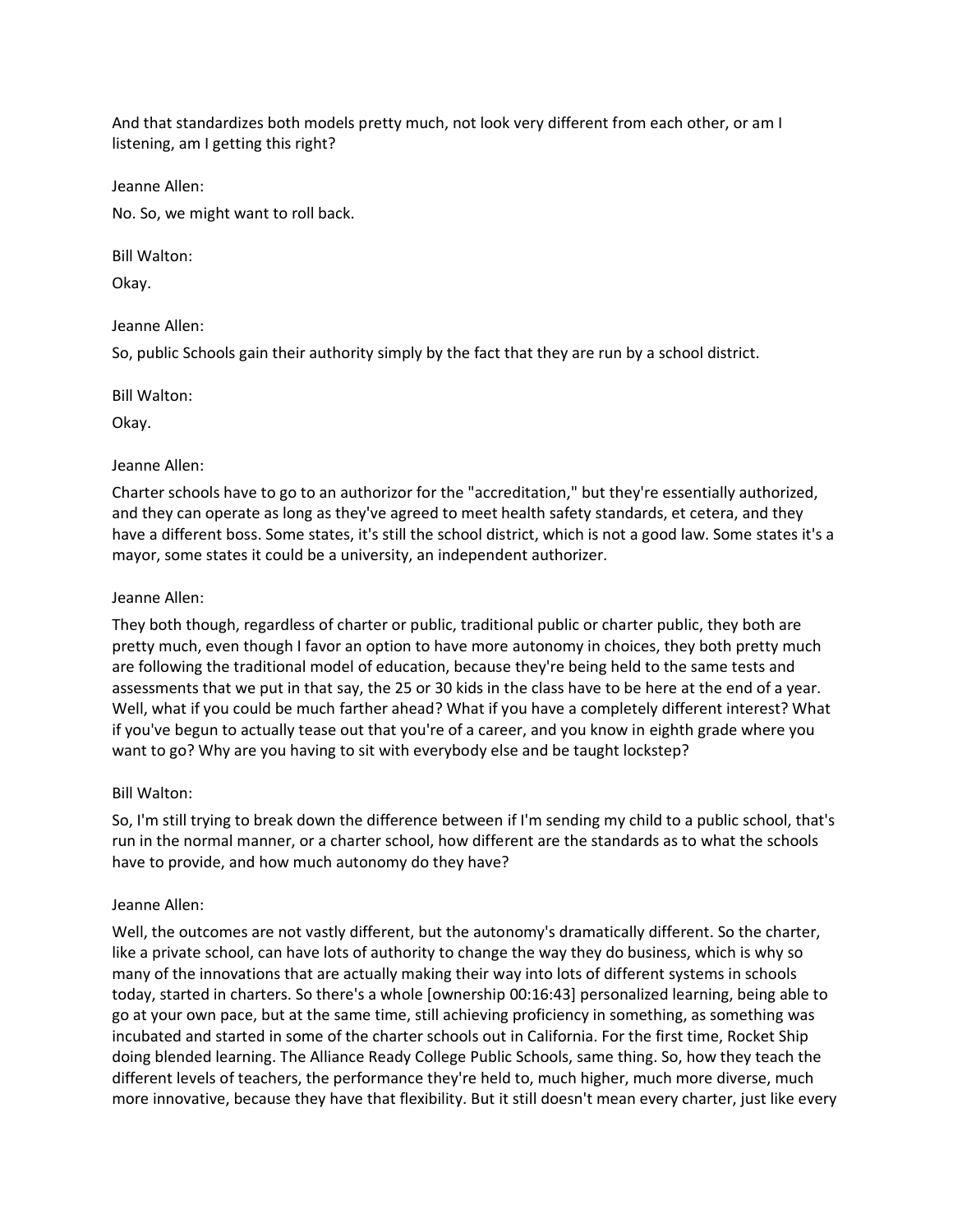And that standardizes both models pretty much, not look very different from each other, or am I listening, am I getting this right?

Jeanne Allen:

No. So, we might want to roll back.

Bill Walton:

Okay.

Jeanne Allen:

So, public Schools gain their authority simply by the fact that they are run by a school district.

Bill Walton:

Okay.

Jeanne Allen:

Charter schools have to go to an authorizor for the "accreditation," but they're essentially authorized, and they can operate as long as they've agreed to meet health safety standards, et cetera, and they have a different boss. Some states, it's still the school district, which is not a good law. Some states it's a mayor, some states it could be a university, an independent authorizer.

Jeanne Allen:

They both though, regardless of charter or public, traditional public or charter public, they both are pretty much, even though I favor an option to have more autonomy in choices, they both pretty much are following the traditional model of education, because they're being held to the same tests and assessments that we put in that say, the 25 or 30 kids in the class have to be here at the end of a year. Well, what if you could be much farther ahead? What if you have a completely different interest? What if you've begun to actually tease out that you're of a career, and you know in eighth grade where you want to go? Why are you having to sit with everybody else and be taught lockstep?

Bill Walton:

So, I'm still trying to break down the difference between if I'm sending my child to a public school, that's run in the normal manner, or a charter school, how different are the standards as to what the schools have to provide, and how much autonomy do they have?

Jeanne Allen:

Well, the outcomes are not vastly different, but the autonomy's dramatically different. So the charter, like a private school, can have lots of authority to change the way they do business, which is why so many of the innovations that are actually making their way into lots of different systems in schools today, started in charters. So there's a whole [ownership 00:16:43] personalized learning, being able to go at your own pace, but at the same time, still achieving proficiency in something, as something was incubated and started in some of the charter schools out in California. For the first time, Rocket Ship doing blended learning. The Alliance Ready College Public Schools, same thing. So, how they teach the different levels of teachers, the performance they're held to, much higher, much more diverse, much more innovative, because they have that flexibility. But it still doesn't mean every charter, just like every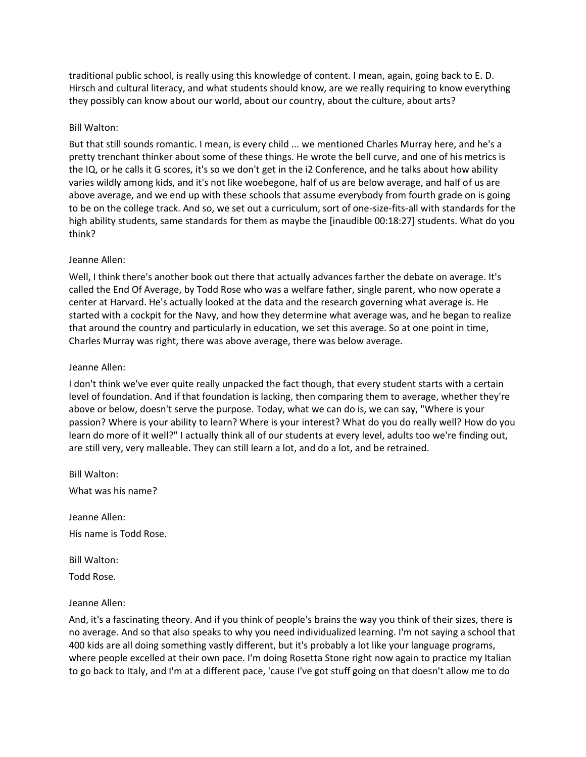traditional public school, is really using this knowledge of content. I mean, again, going back to E. D. Hirsch and cultural literacy, and what students should know, are we really requiring to know everything they possibly can know about our world, about our country, about the culture, about arts?

Bill Walton:

But that still sounds romantic. I mean, is every child ... we mentioned Charles Murray here, and he's a pretty trenchant thinker about some of these things. He wrote the bell curve, and one of his metrics is the IQ, or he calls it G scores, it's so we don't get in the i2 Conference, and he talks about how ability varies wildly among kids, and it's not like woebegone, half of us are below average, and half of us are above average, and we end up with these schools that assume everybody from fourth grade on is going to be on the college track. And so, we set out a curriculum, sort of one-size-fits-all with standards for the high ability students, same standards for them as maybe the [inaudible 00:18:27] students. What do you think?

Jeanne Allen:

Well, I think there's another book out there that actually advances farther the debate on average. It's called the End Of Average, by Todd Rose who was a welfare father, single parent, who now operate a center at Harvard. He's actually looked at the data and the research governing what average is. He started with a cockpit for the Navy, and how they determine what average was, and he began to realize that around the country and particularly in education, we set this average. So at one point in time, Charles Murray was right, there was above average, there was below average.

Jeanne Allen:

I don't think we've ever quite really unpacked the fact though, that every student starts with a certain level of foundation. And if that foundation is lacking, then comparing them to average, whether they're above or below, doesn't serve the purpose. Today, what we can do is, we can say, "Where is your passion? Where is your ability to learn? Where is your interest? What do you do really well? How do you learn do more of it well?" I actually think all of our students at every level, adults too we're finding out, are still very, very malleable. They can still learn a lot, and do a lot, and be retrained.

Bill Walton:

What was his name?

Jeanne Allen:

His name is Todd Rose.

Bill Walton:

Todd Rose.

Jeanne Allen:

And, it's a fascinating theory. And if you think of people's brains the way you think of their sizes, there is no average. And so that also speaks to why you need individualized learning. I'm not saying a school that 400 kids are all doing something vastly different, but it's probably a lot like your language programs, where people excelled at their own pace. I'm doing Rosetta Stone right now again to practice my Italian to go back to Italy, and I'm at a different pace, 'cause I've got stuff going on that doesn't allow me to do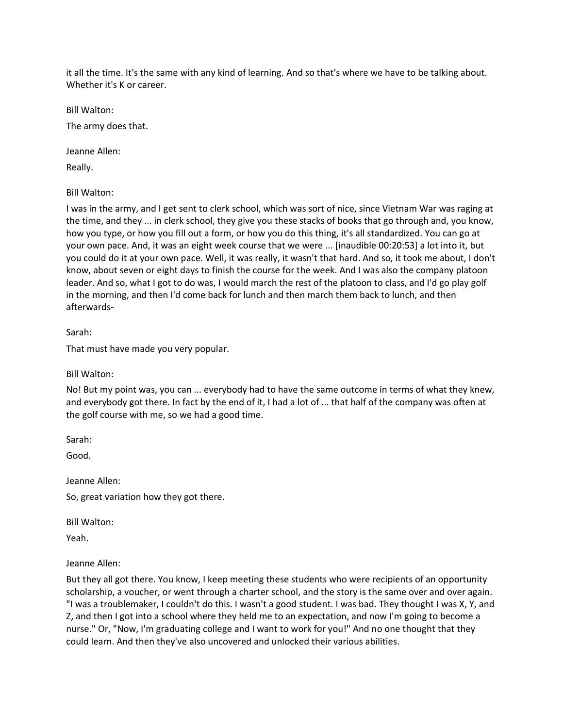it all the time. It's the same with any kind of learning. And so that's where we have to be talking about. Whether it's K or career.

Bill Walton:

The army does that.

Jeanne Allen:

Really.

Bill Walton:

I was in the army, and I get sent to clerk school, which was sort of nice, since Vietnam War was raging at the time, and they ... in clerk school, they give you these stacks of books that go through and, you know, how you type, or how you fill out a form, or how you do this thing, it's all standardized. You can go at your own pace. And, it was an eight week course that we were ... [inaudible 00:20:53] a lot into it, but you could do it at your own pace. Well, it was really, it wasn't that hard. And so, it took me about, I don't know, about seven or eight days to finish the course for the week. And I was also the company platoon leader. And so, what I got to do was, I would march the rest of the platoon to class, and I'd go play golf in the morning, and then I'd come back for lunch and then march them back to lunch, and then afterwards-

Sarah:

That must have made you very popular.

Bill Walton:

No! But my point was, you can ... everybody had to have the same outcome in terms of what they knew, and everybody got there. In fact by the end of it, I had a lot of ... that half of the company was often at the golf course with me, so we had a good time.

Sarah:

Good.

Jeanne Allen:

So, great variation how they got there.

Bill Walton:

Yeah.

Jeanne Allen:

But they all got there. You know, I keep meeting these students who were recipients of an opportunity scholarship, a voucher, or went through a charter school, and the story is the same over and over again. "I was a troublemaker, I couldn't do this. I wasn't a good student. I was bad. They thought I was X, Y, and Z, and then I got into a school where they held me to an expectation, and now I'm going to become a nurse." Or, "Now, I'm graduating college and I want to work for you!" And no one thought that they could learn. And then they've also uncovered and unlocked their various abilities.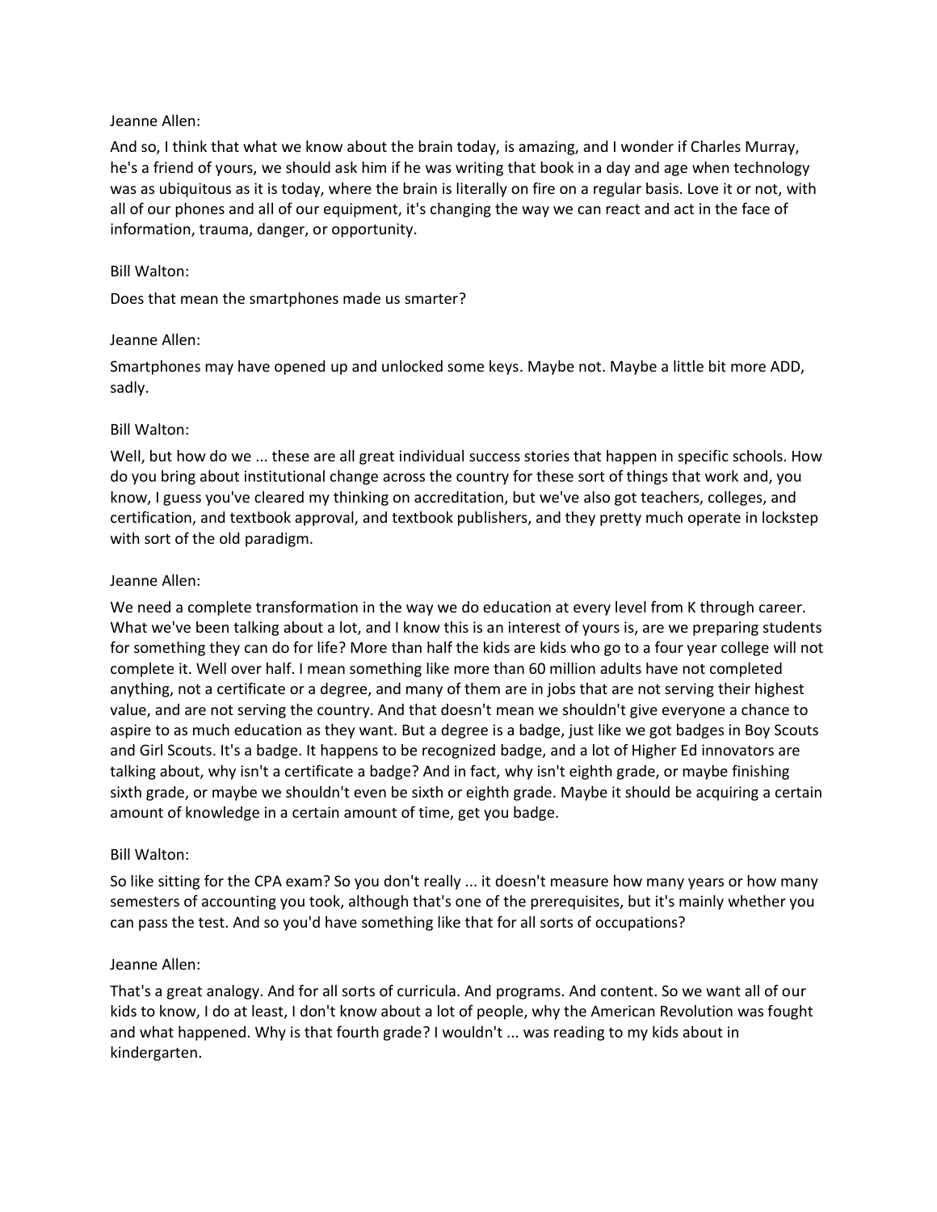Jeanne Allen:

And so, I think that what we know about the brain today, is amazing, and I wonder if Charles Murray, he's a friend of yours, we should ask him if he was writing that book in a day and age when technology was as ubiquitous as it is today, where the brain is literally on fire on a regular basis. Love it or not, with all of our phones and all of our equipment, it's changing the way we can react and act in the face of information, trauma, danger, or opportunity.

Bill Walton:

Does that mean the smartphones made us smarter?

Jeanne Allen:

Smartphones may have opened up and unlocked some keys. Maybe not. Maybe a little bit more ADD, sadly.

Bill Walton:

Well, but how do we ... these are all great individual success stories that happen in specific schools. How do you bring about institutional change across the country for these sort of things that work and, you know, I guess you've cleared my thinking on accreditation, but we've also got teachers, colleges, and certification, and textbook approval, and textbook publishers, and they pretty much operate in lockstep with sort of the old paradigm.

Jeanne Allen:

We need a complete transformation in the way we do education at every level from K through career. What we've been talking about a lot, and I know this is an interest of yours is, are we preparing students for something they can do for life? More than half the kids are kids who go to a four year college will not complete it. Well over half. I mean something like more than 60 million adults have not completed anything, not a certificate or a degree, and many of them are in jobs that are not serving their highest value, and are not serving the country. And that doesn't mean we shouldn't give everyone a chance to aspire to as much education as they want. But a degree is a badge, just like we got badges in Boy Scouts and Girl Scouts. It's a badge. It happens to be recognized badge, and a lot of Higher Ed innovators are talking about, why isn't a certificate a badge? And in fact, why isn't eighth grade, or maybe finishing sixth grade, or maybe we shouldn't even be sixth or eighth grade. Maybe it should be acquiring a certain amount of knowledge in a certain amount of time, get you badge.

Bill Walton:

So like sitting for the CPA exam? So you don't really ... it doesn't measure how many years or how many semesters of accounting you took, although that's one of the prerequisites, but it's mainly whether you can pass the test. And so you'd have something like that for all sorts of occupations?

Jeanne Allen:

That's a great analogy. And for all sorts of curricula. And programs. And content. So we want all of our kids to know, I do at least, I don't know about a lot of people, why the American Revolution was fought and what happened. Why is that fourth grade? I wouldn't ... was reading to my kids about in kindergarten.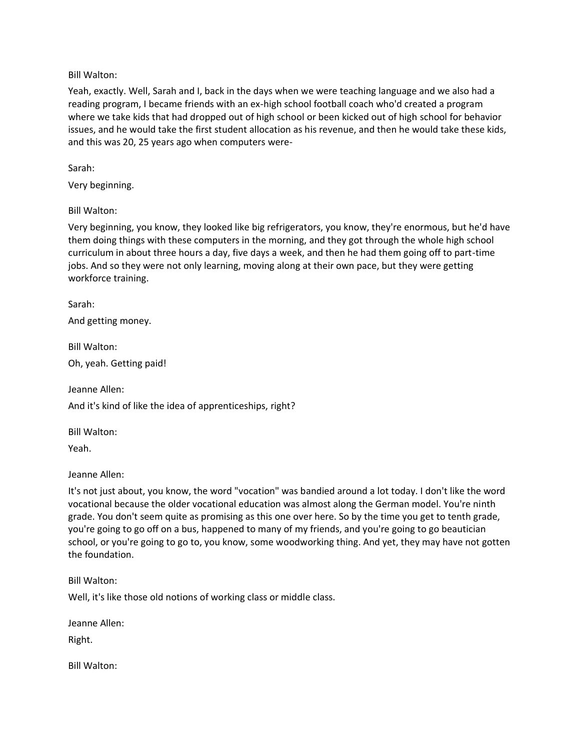Bill Walton:

Yeah, exactly. Well, Sarah and I, back in the days when we were teaching language and we also had a reading program, I became friends with an ex-high school football coach who'd created a program where we take kids that had dropped out of high school or been kicked out of high school for behavior issues, and he would take the first student allocation as his revenue, and then he would take these kids, and this was 20, 25 years ago when computers were-

Sarah:

Very beginning.

Bill Walton:

Very beginning, you know, they looked like big refrigerators, you know, they're enormous, but he'd have them doing things with these computers in the morning, and they got through the whole high school curriculum in about three hours a day, five days a week, and then he had them going off to part-time jobs. And so they were not only learning, moving along at their own pace, but they were getting workforce training.

Sarah:

And getting money.

Bill Walton:

Oh, yeah. Getting paid!

Jeanne Allen:

And it's kind of like the idea of apprenticeships, right?

Bill Walton:

Yeah.

Jeanne Allen:

It's not just about, you know, the word "vocation" was bandied around a lot today. I don't like the word vocational because the older vocational education was almost along the German model. You're ninth grade. You don't seem quite as promising as this one over here. So by the time you get to tenth grade, you're going to go off on a bus, happened to many of my friends, and you're going to go beautician school, or you're going to go to, you know, some woodworking thing. And yet, they may have not gotten the foundation.

Bill Walton:

Well, it's like those old notions of working class or middle class.

Jeanne Allen:

Right.

Bill Walton: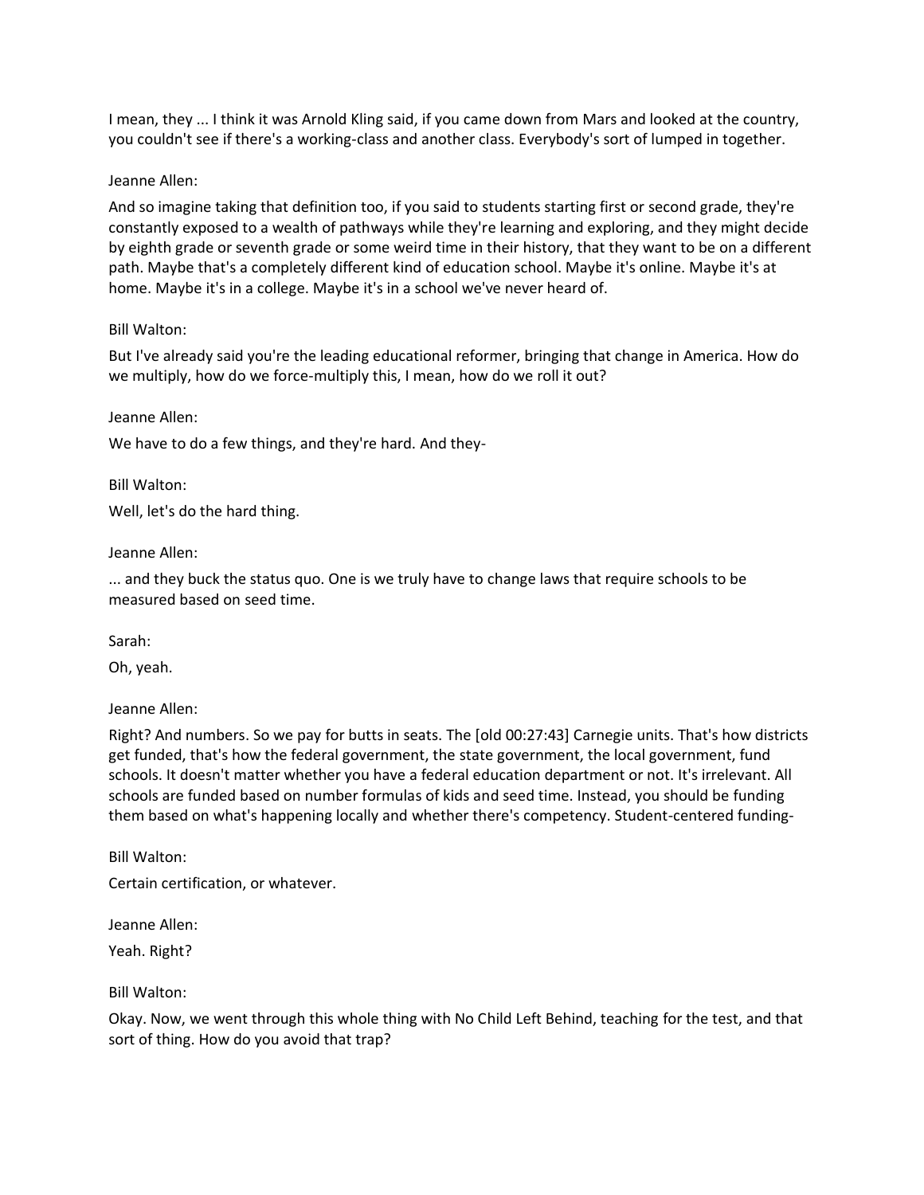I mean, they ... I think it was Arnold Kling said, if you came down from Mars and looked at the country, you couldn't see if there's a working-class and another class. Everybody's sort of lumped in together.

Jeanne Allen:

And so imagine taking that definition too, if you said to students starting first or second grade, they're constantly exposed to a wealth of pathways while they're learning and exploring, and they might decide by eighth grade or seventh grade or some weird time in their history, that they want to be on a different path. Maybe that's a completely different kind of education school. Maybe it's online. Maybe it's at home. Maybe it's in a college. Maybe it's in a school we've never heard of.

Bill Walton:

But I've already said you're the leading educational reformer, bringing that change in America. How do we multiply, how do we force-multiply this, I mean, how do we roll it out?

Jeanne Allen:

We have to do a few things, and they're hard. And they-

Bill Walton:

Well, let's do the hard thing.

Jeanne Allen:

... and they buck the status quo. One is we truly have to change laws that require schools to be measured based on seed time.

Sarah:

Oh, yeah.

Jeanne Allen:

Right? And numbers. So we pay for butts in seats. The [old 00:27:43] Carnegie units. That's how districts get funded, that's how the federal government, the state government, the local government, fund schools. It doesn't matter whether you have a federal education department or not. It's irrelevant. All schools are funded based on number formulas of kids and seed time. Instead, you should be funding them based on what's happening locally and whether there's competency. Student-centered funding-

Bill Walton:

Certain certification, or whatever.

Jeanne Allen:

Yeah. Right?

Bill Walton:

Okay. Now, we went through this whole thing with No Child Left Behind, teaching for the test, and that sort of thing. How do you avoid that trap?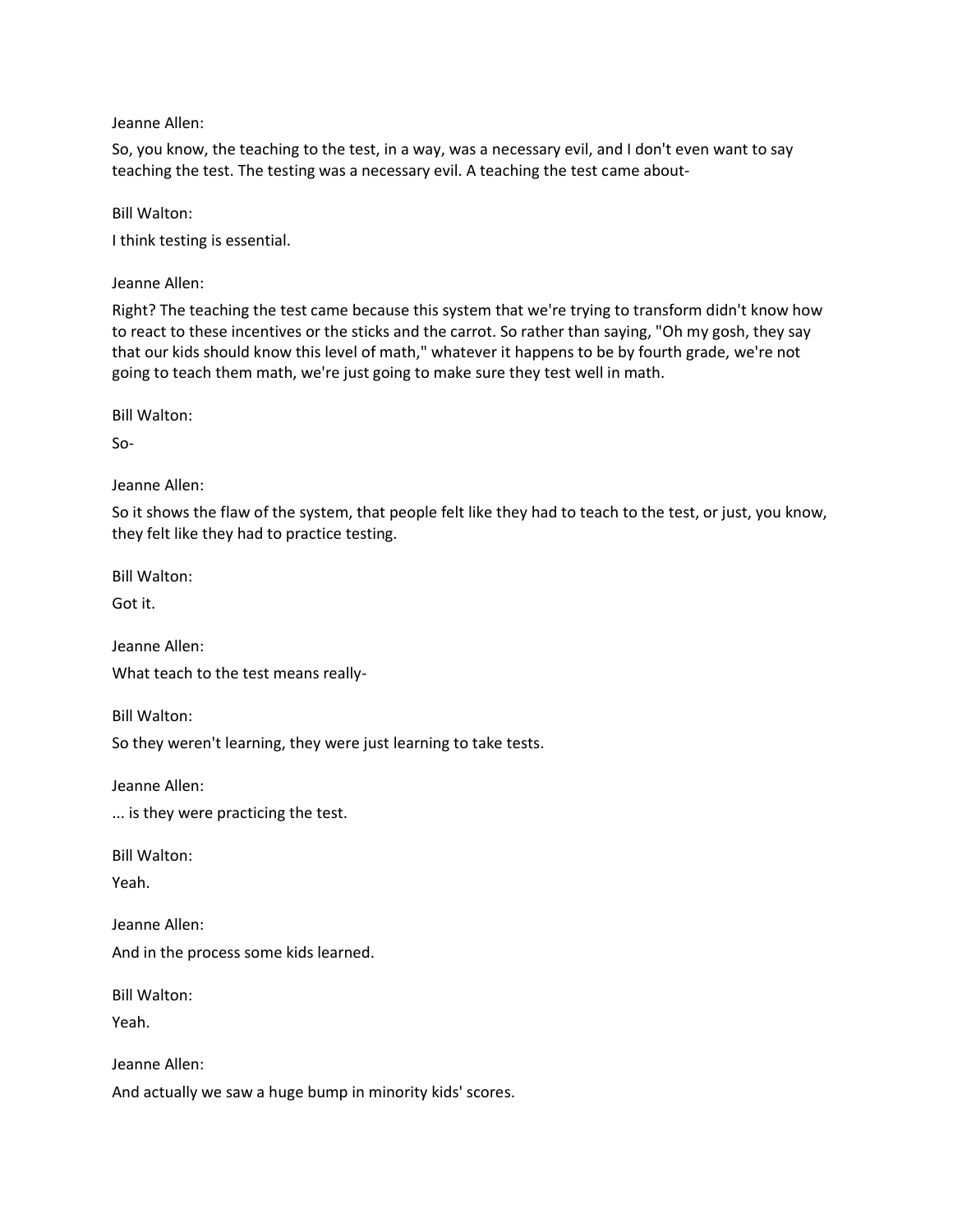Jeanne Allen:

So, you know, the teaching to the test, in a way, was a necessary evil, and I don't even want to say teaching the test. The testing was a necessary evil. A teaching the test came about-

Bill Walton:

I think testing is essential.

Jeanne Allen:

Right? The teaching the test came because this system that we're trying to transform didn't know how to react to these incentives or the sticks and the carrot. So rather than saying, "Oh my gosh, they say that our kids should know this level of math," whatever it happens to be by fourth grade, we're not going to teach them math, we're just going to make sure they test well in math.

Bill Walton:

So-

Jeanne Allen:

So it shows the flaw of the system, that people felt like they had to teach to the test, or just, you know, they felt like they had to practice testing.

Bill Walton:

Got it.

Jeanne Allen:

What teach to the test means really-

Bill Walton:

So they weren't learning, they were just learning to take tests.

Jeanne Allen:

... is they were practicing the test.

Bill Walton:

Yeah.

Jeanne Allen:

And in the process some kids learned.

Bill Walton:

Yeah.

Jeanne Allen:

And actually we saw a huge bump in minority kids' scores.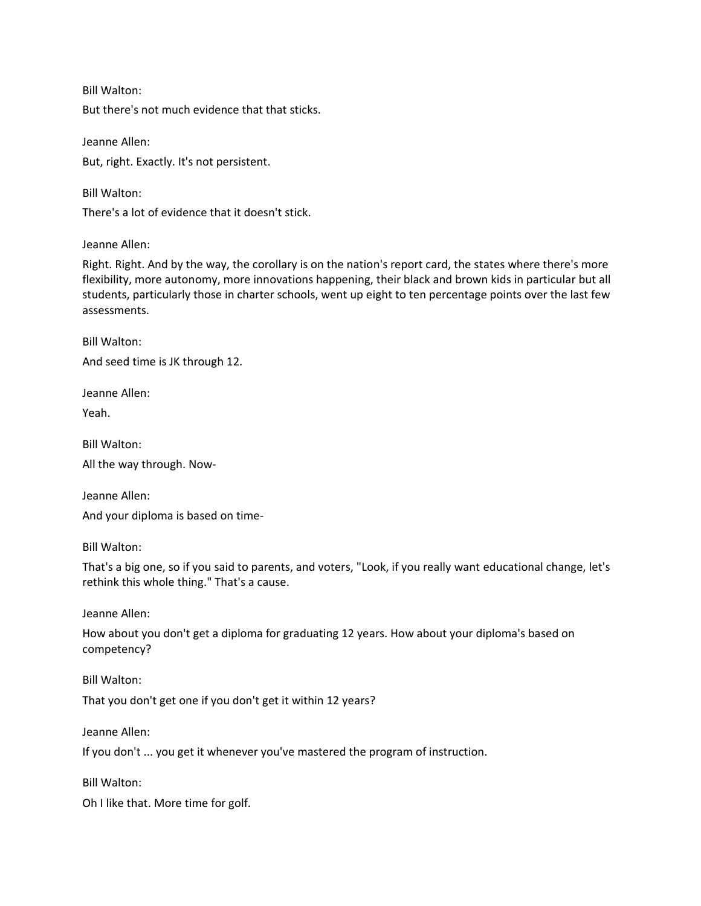Bill Walton:

But there's not much evidence that that sticks.

Jeanne Allen:

But, right. Exactly. It's not persistent.

Bill Walton:

There's a lot of evidence that it doesn't stick.

Jeanne Allen:

Right. Right. And by the way, the corollary is on the nation's report card, the states where there's more flexibility, more autonomy, more innovations happening, their black and brown kids in particular but all students, particularly those in charter schools, went up eight to ten percentage points over the last few assessments.

Bill Walton:

And seed time is JK through 12.

Jeanne Allen:

Yeah.

Bill Walton:

All the way through. Now-

Jeanne Allen:

And your diploma is based on time-

Bill Walton:

That's a big one, so if you said to parents, and voters, "Look, if you really want educational change, let's rethink this whole thing." That's a cause.

Jeanne Allen:

How about you don't get a diploma for graduating 12 years. How about your diploma's based on competency?

Bill Walton:

That you don't get one if you don't get it within 12 years?

Jeanne Allen:

If you don't ... you get it whenever you've mastered the program of instruction.

Bill Walton:

Oh I like that. More time for golf.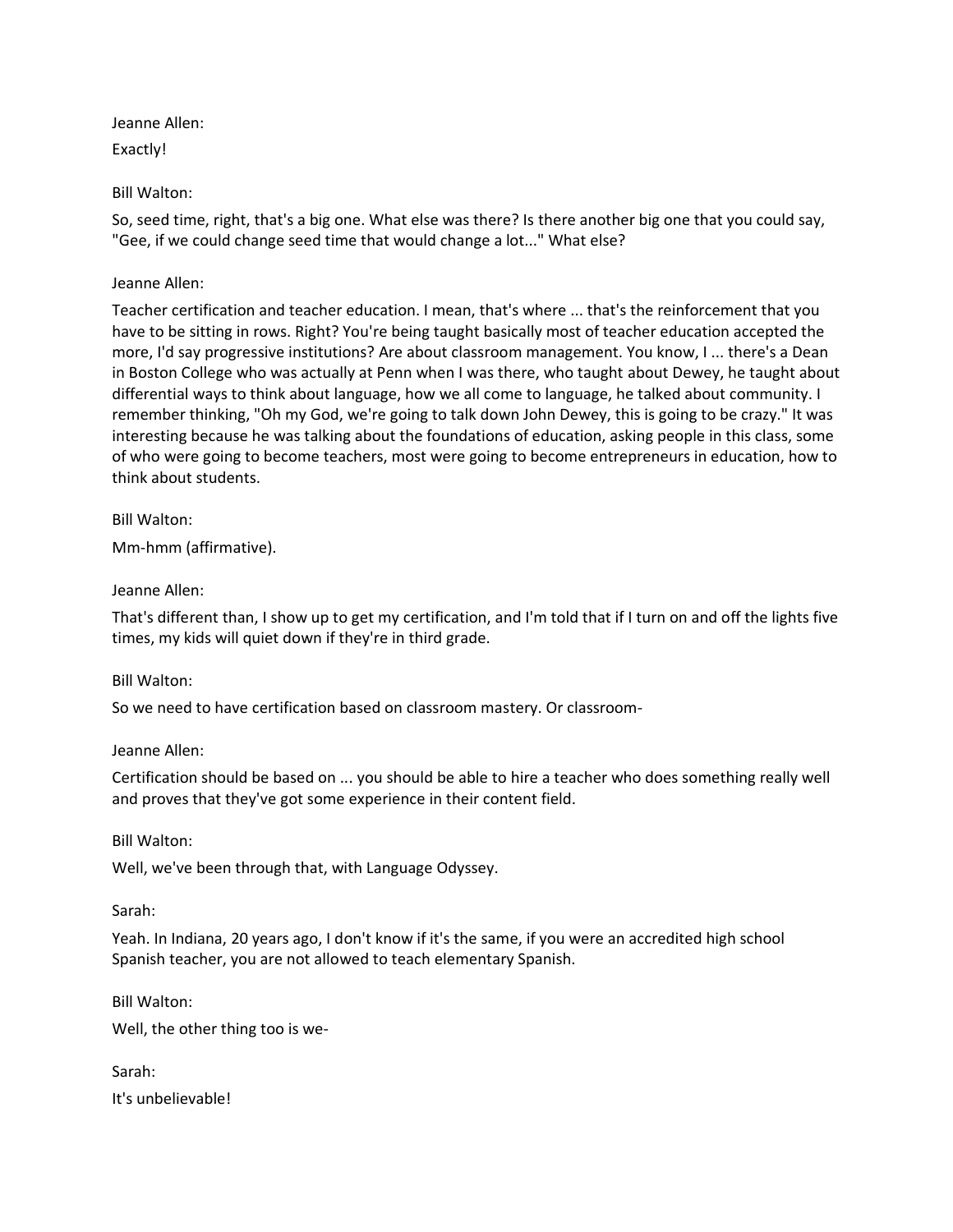Jeanne Allen:

Exactly!

Bill Walton:

So, seed time, right, that's a big one. What else was there? Is there another big one that you could say, "Gee, if we could change seed time that would change a lot..." What else?

Jeanne Allen:

Teacher certification and teacher education. I mean, that's where ... that's the reinforcement that you have to be sitting in rows. Right? You're being taught basically most of teacher education accepted the more, I'd say progressive institutions? Are about classroom management. You know, I ... there's a Dean in Boston College who was actually at Penn when I was there, who taught about Dewey, he taught about differential ways to think about language, how we all come to language, he talked about community. I remember thinking, "Oh my God, we're going to talk down John Dewey, this is going to be crazy." It was interesting because he was talking about the foundations of education, asking people in this class, some of who were going to become teachers, most were going to become entrepreneurs in education, how to think about students.

Bill Walton:

Mm-hmm (affirmative).

Jeanne Allen:

That's different than, I show up to get my certification, and I'm told that if I turn on and off the lights five times, my kids will quiet down if they're in third grade.

Bill Walton:

So we need to have certification based on classroom mastery. Or classroom-

Jeanne Allen:

Certification should be based on ... you should be able to hire a teacher who does something really well and proves that they've got some experience in their content field.

Bill Walton:

Well, we've been through that, with Language Odyssey.

Sarah:

Yeah. In Indiana, 20 years ago, I don't know if it's the same, if you were an accredited high school Spanish teacher, you are not allowed to teach elementary Spanish.

Bill Walton:

Well, the other thing too is we-

Sarah:

It's unbelievable!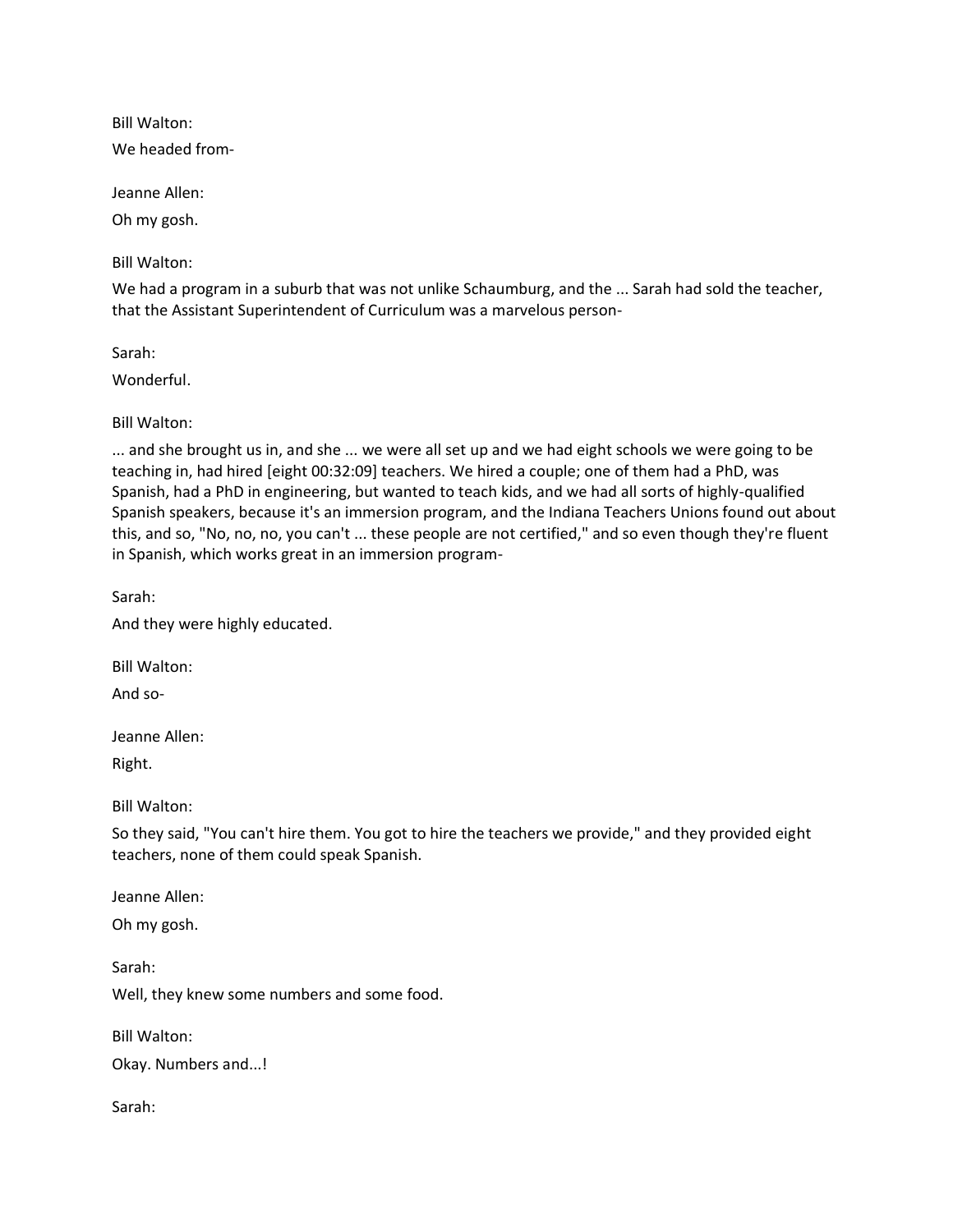Bill Walton:

We headed from-

Jeanne Allen:

Oh my gosh.

Bill Walton:

We had a program in a suburb that was not unlike Schaumburg, and the ... Sarah had sold the teacher, that the Assistant Superintendent of Curriculum was a marvelous person-

Sarah:

Wonderful.

Bill Walton:

... and she brought us in, and she ... we were all set up and we had eight schools we were going to be teaching in, had hired [eight 00:32:09] teachers. We hired a couple; one of them had a PhD, was Spanish, had a PhD in engineering, but wanted to teach kids, and we had all sorts of highly-qualified Spanish speakers, because it's an immersion program, and the Indiana Teachers Unions found out about this, and so, "No, no, no, you can't ... these people are not certified," and so even though they're fluent in Spanish, which works great in an immersion program-

Sarah:

And they were highly educated.

Bill Walton:

And so-

Jeanne Allen:

Right.

Bill Walton:

So they said, "You can't hire them. You got to hire the teachers we provide," and they provided eight teachers, none of them could speak Spanish.

Jeanne Allen:

Oh my gosh.

Sarah:

Well, they knew some numbers and some food.

Bill Walton:

Okay. Numbers and...!

Sarah: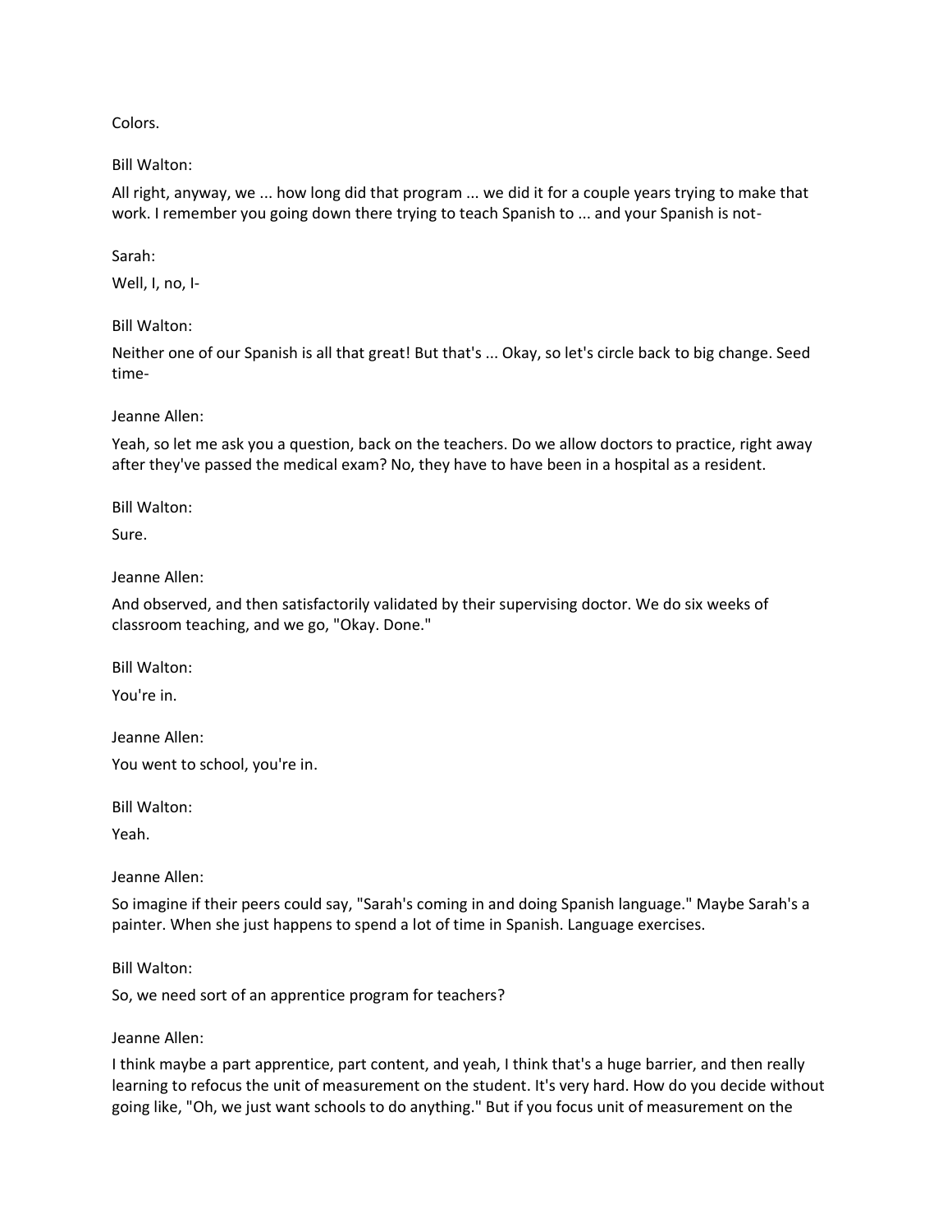Colors.

Bill Walton:

All right, anyway, we ... how long did that program ... we did it for a couple years trying to make that work. I remember you going down there trying to teach Spanish to ... and your Spanish is not-

Sarah:

Well, I, no, I-

Bill Walton:

Neither one of our Spanish is all that great! But that's ... Okay, so let's circle back to big change. Seed time-

Jeanne Allen:

Yeah, so let me ask you a question, back on the teachers. Do we allow doctors to practice, right away after they've passed the medical exam? No, they have to have been in a hospital as a resident.

Bill Walton:

Sure.

Jeanne Allen:

And observed, and then satisfactorily validated by their supervising doctor. We do six weeks of classroom teaching, and we go, "Okay. Done."

Bill Walton:

You're in.

Jeanne Allen:

You went to school, you're in.

Bill Walton:

Yeah.

Jeanne Allen:

So imagine if their peers could say, "Sarah's coming in and doing Spanish language." Maybe Sarah's a painter. When she just happens to spend a lot of time in Spanish. Language exercises.

Bill Walton:

So, we need sort of an apprentice program for teachers?

Jeanne Allen:

I think maybe a part apprentice, part content, and yeah, I think that's a huge barrier, and then really learning to refocus the unit of measurement on the student. It's very hard. How do you decide without going like, "Oh, we just want schools to do anything." But if you focus unit of measurement on the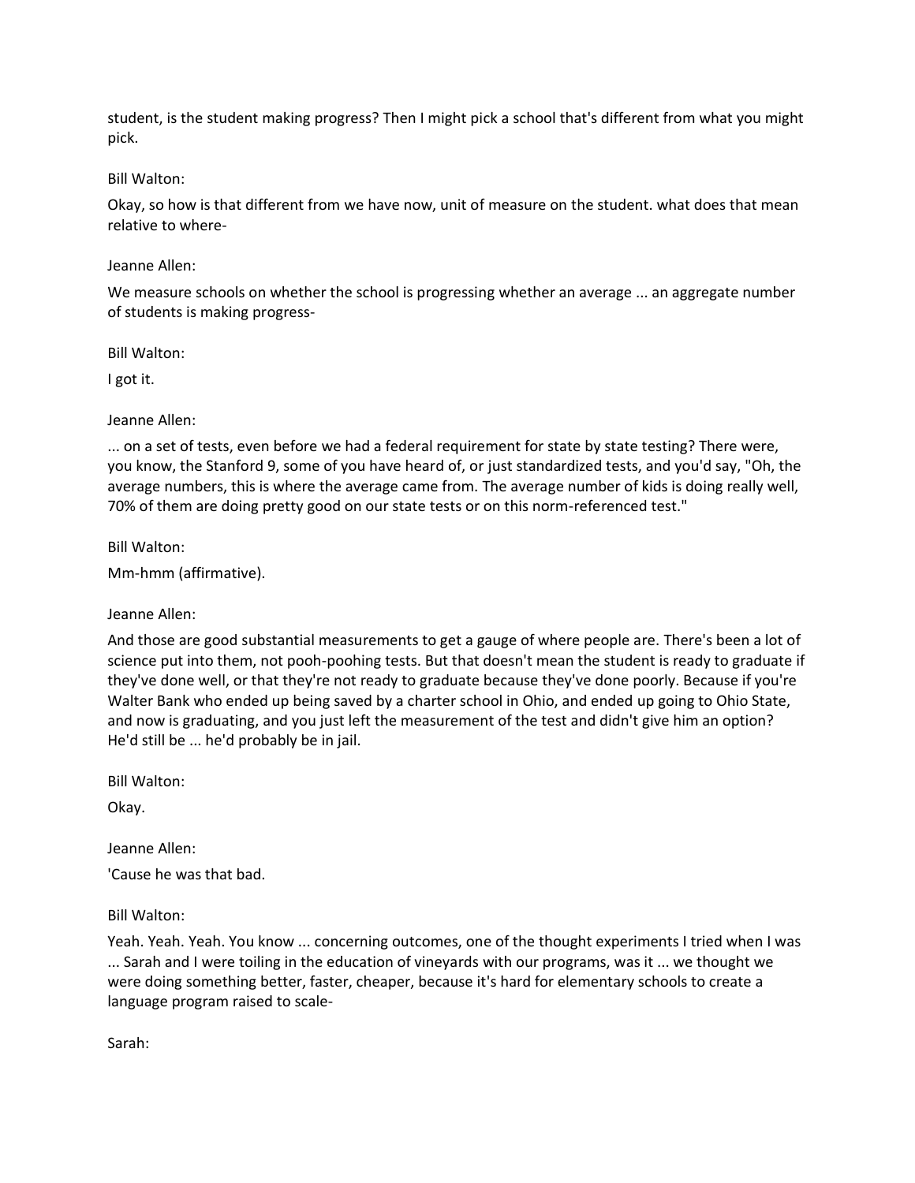student, is the student making progress? Then I might pick a school that's different from what you might pick.

Bill Walton:

Okay, so how is that different from we have now, unit of measure on the student. what does that mean relative to where-

Jeanne Allen:

We measure schools on whether the school is progressing whether an average ... an aggregate number of students is making progress-

Bill Walton:

I got it.

Jeanne Allen:

... on a set of tests, even before we had a federal requirement for state by state testing? There were, you know, the Stanford 9, some of you have heard of, or just standardized tests, and you'd say, "Oh, the average numbers, this is where the average came from. The average number of kids is doing really well, 70% of them are doing pretty good on our state tests or on this norm-referenced test."

Bill Walton:

Mm-hmm (affirmative).

Jeanne Allen:

And those are good substantial measurements to get a gauge of where people are. There's been a lot of science put into them, not pooh-poohing tests. But that doesn't mean the student is ready to graduate if they've done well, or that they're not ready to graduate because they've done poorly. Because if you're Walter Bank who ended up being saved by a charter school in Ohio, and ended up going to Ohio State, and now is graduating, and you just left the measurement of the test and didn't give him an option? He'd still be ... he'd probably be in jail.

Bill Walton:

Okay.

Jeanne Allen:

'Cause he was that bad.

Bill Walton:

Yeah. Yeah. Yeah. You know ... concerning outcomes, one of the thought experiments I tried when I was ... Sarah and I were toiling in the education of vineyards with our programs, was it ... we thought we were doing something better, faster, cheaper, because it's hard for elementary schools to create a language program raised to scale-

Sarah: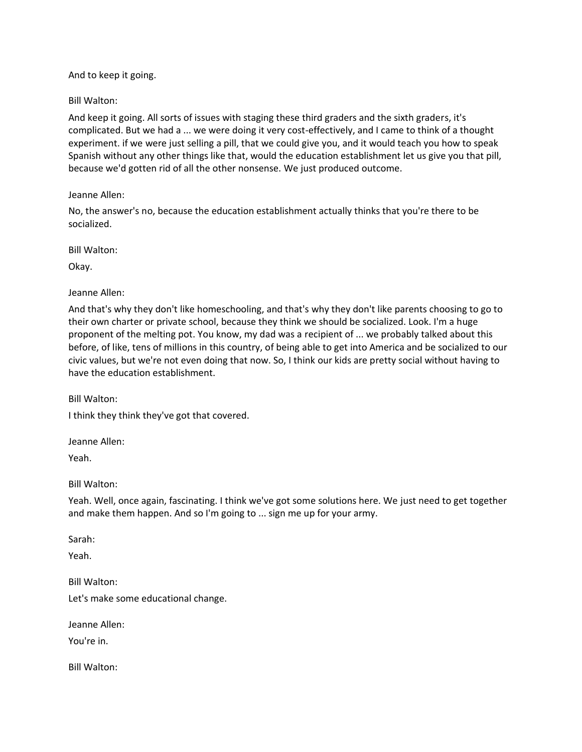And to keep it going.

Bill Walton:

And keep it going. All sorts of issues with staging these third graders and the sixth graders, it's complicated. But we had a ... we were doing it very cost-effectively, and I came to think of a thought experiment. if we were just selling a pill, that we could give you, and it would teach you how to speak Spanish without any other things like that, would the education establishment let us give you that pill, because we'd gotten rid of all the other nonsense. We just produced outcome.

Jeanne Allen:

No, the answer's no, because the education establishment actually thinks that you're there to be socialized.

Bill Walton:

Okay.

Jeanne Allen:

And that's why they don't like homeschooling, and that's why they don't like parents choosing to go to their own charter or private school, because they think we should be socialized. Look. I'm a huge proponent of the melting pot. You know, my dad was a recipient of ... we probably talked about this before, of like, tens of millions in this country, of being able to get into America and be socialized to our civic values, but we're not even doing that now. So, I think our kids are pretty social without having to have the education establishment.

Bill Walton:

I think they think they've got that covered.

Jeanne Allen:

Yeah.

Bill Walton:

Yeah. Well, once again, fascinating. I think we've got some solutions here. We just need to get together and make them happen. And so I'm going to ... sign me up for your army.

Sarah:

Yeah.

Bill Walton:

Let's make some educational change.

Jeanne Allen:

You're in.

Bill Walton: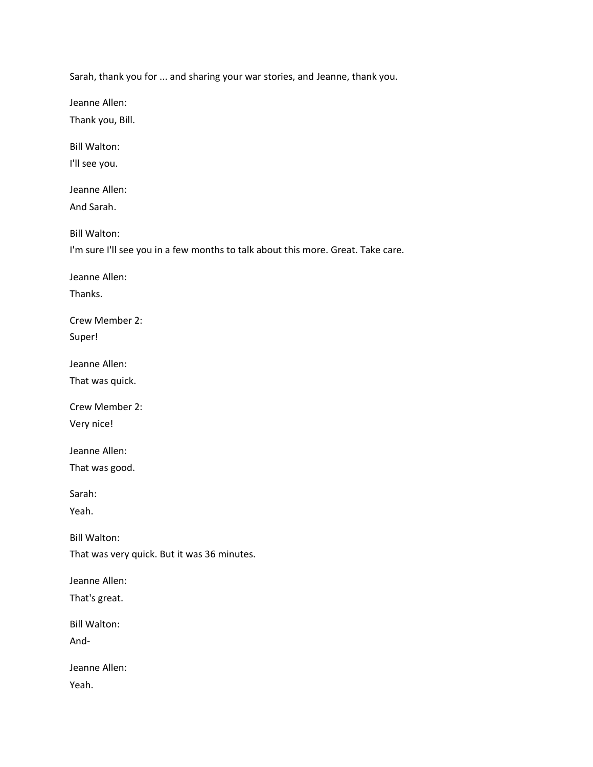Sarah, thank you for ... and sharing your war stories, and Jeanne, thank you.

Jeanne Allen:
Thank you, Bill.

Bill Walton:
I'll see you.

Jeanne Allen:
And Sarah.

Bill Walton:
I'm sure I'll see you in a few months to talk about this more. Great. Take care.

Jeanne Allen:
Thanks.

Crew Member 2:
Super!

Jeanne Allen:
That was quick.

Crew Member 2:
Very nice!

Jeanne Allen:
That was good.

Sarah:
Yeah.

Bill Walton:
That was very quick. But it was 36 minutes.

Jeanne Allen:
That's great.

Bill Walton:
And-

Jeanne Allen:
Yeah.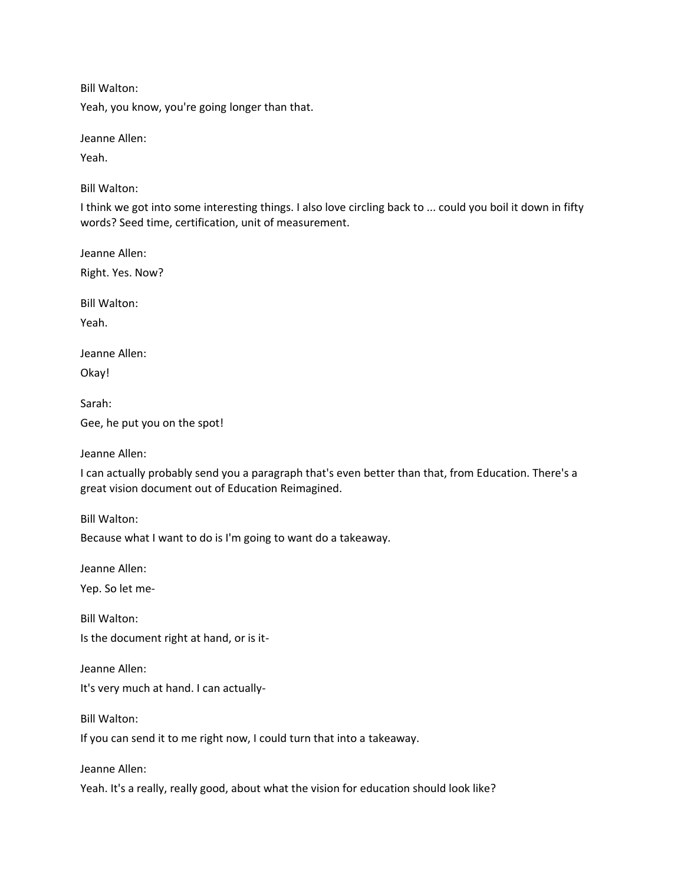Bill Walton:

Yeah, you know, you're going longer than that.

Jeanne Allen:

Yeah.

Bill Walton:

I think we got into some interesting things. I also love circling back to ... could you boil it down in fifty words? Seed time, certification, unit of measurement.

Jeanne Allen:

Right. Yes. Now?

Bill Walton:

Yeah.

Jeanne Allen:

Okay!

Sarah:

Gee, he put you on the spot!

Jeanne Allen:

I can actually probably send you a paragraph that's even better than that, from Education. There's a great vision document out of Education Reimagined.

Bill Walton:

Because what I want to do is I'm going to want do a takeaway.

Jeanne Allen:

Yep. So let me-

Bill Walton:

Is the document right at hand, or is it-

Jeanne Allen:

It's very much at hand. I can actually-

Bill Walton:

If you can send it to me right now, I could turn that into a takeaway.

Jeanne Allen:

Yeah. It's a really, really good, about what the vision for education should look like?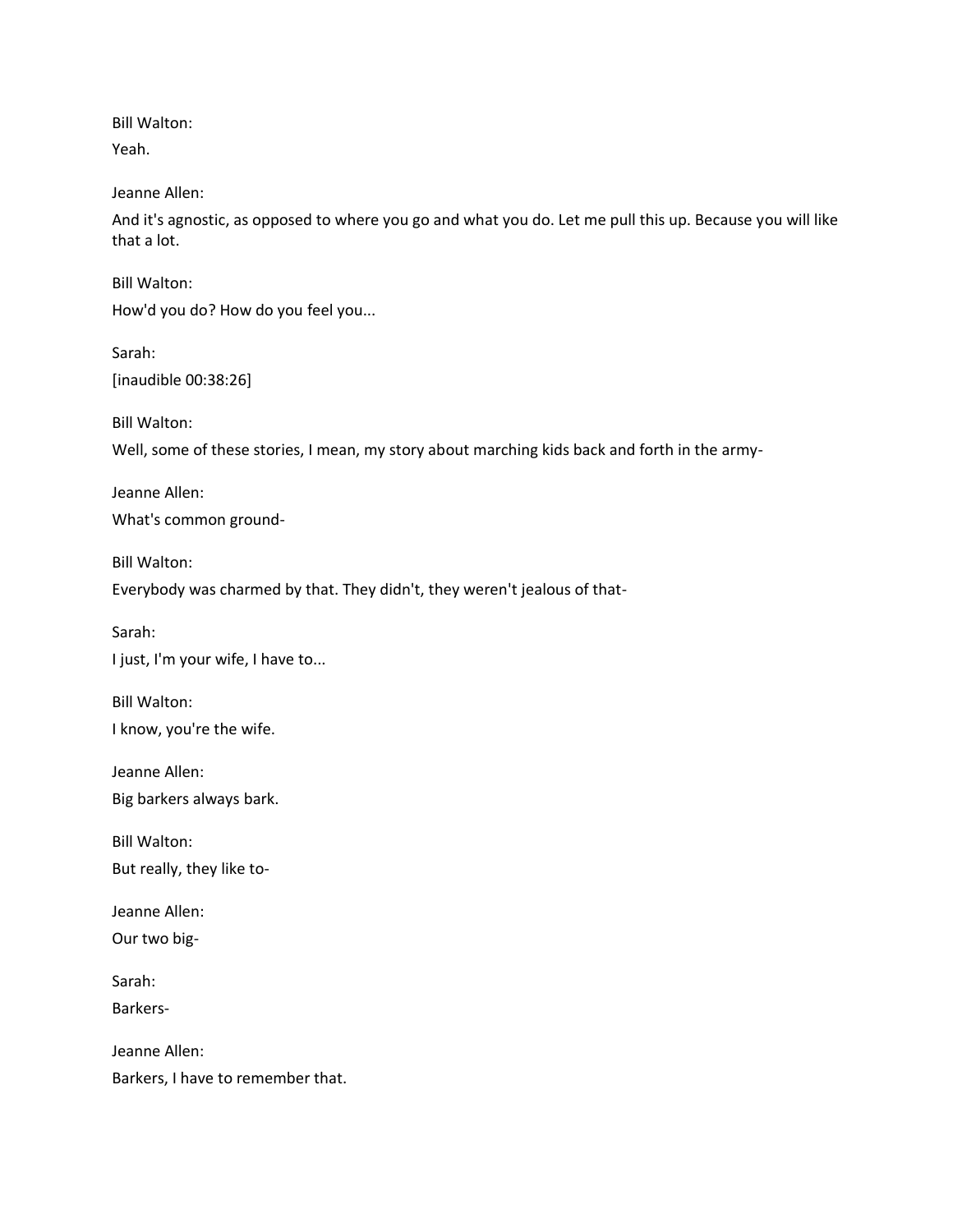Bill Walton:

Yeah.

Jeanne Allen:

And it's agnostic, as opposed to where you go and what you do. Let me pull this up. Because you will like that a lot.

Bill Walton:

How'd you do? How do you feel you...

Sarah:

[inaudible 00:38:26]

Bill Walton:

Well, some of these stories, I mean, my story about marching kids back and forth in the army-

Jeanne Allen:

What's common ground-

Bill Walton:

Everybody was charmed by that. They didn't, they weren't jealous of that-

Sarah:

I just, I'm your wife, I have to...

Bill Walton:

I know, you're the wife.

Jeanne Allen:

Big barkers always bark.

Bill Walton:

But really, they like to-

Jeanne Allen:

Our two big-

Sarah:

Barkers-

Jeanne Allen:

Barkers, I have to remember that.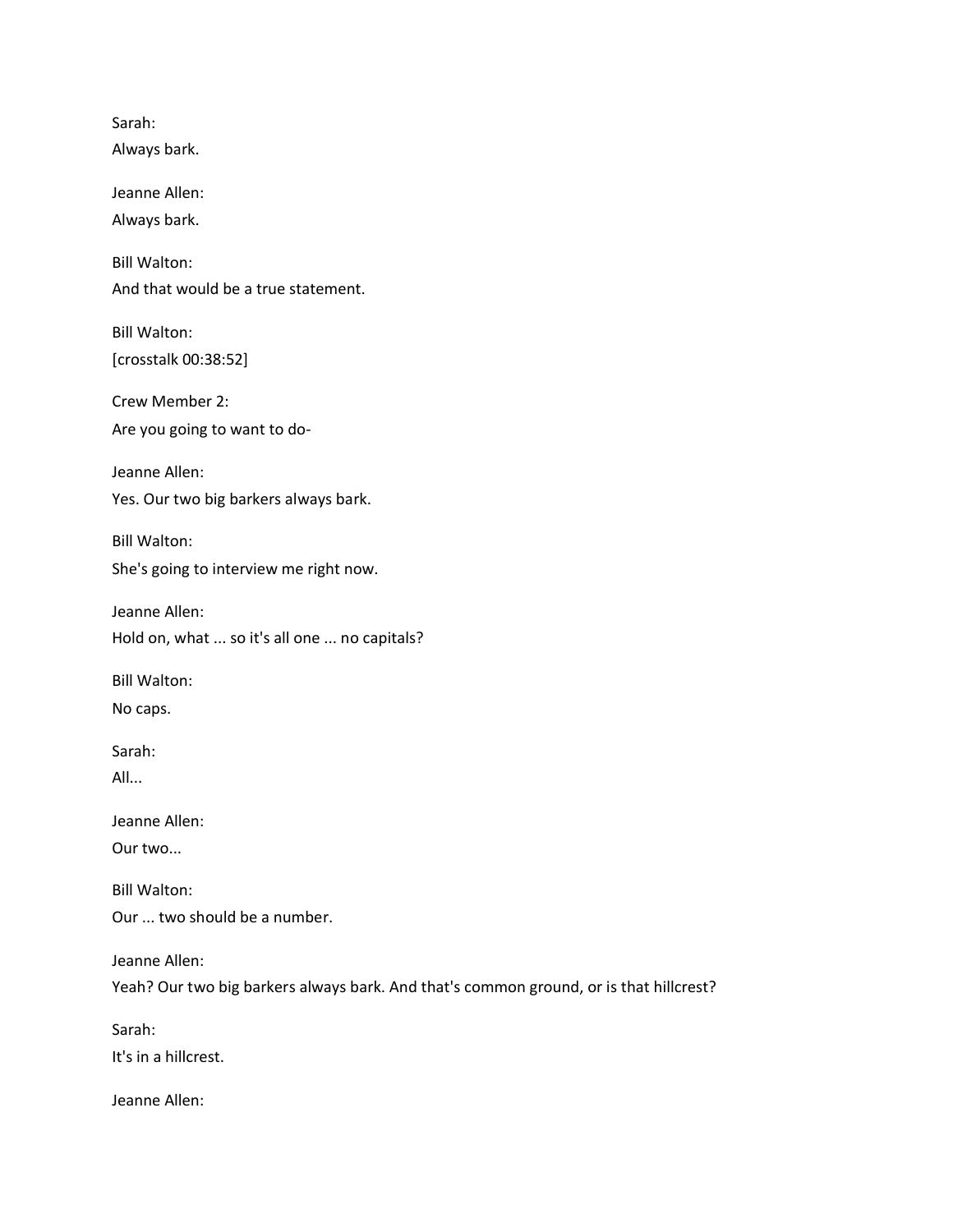Sarah:
Always bark.

Jeanne Allen:
Always bark.

Bill Walton:
And that would be a true statement.

Bill Walton:
[crosstalk 00:38:52]

Crew Member 2:
Are you going to want to do-

Jeanne Allen:
Yes. Our two big barkers always bark.

Bill Walton:
She's going to interview me right now.

Jeanne Allen:
Hold on, what ... so it's all one ... no capitals?

Bill Walton:
No caps.

Sarah:
All...

Jeanne Allen:
Our two...

Bill Walton:
Our ... two should be a number.

Jeanne Allen:
Yeah? Our two big barkers always bark. And that's common ground, or is that hillcrest?

Sarah:
It's in a hillcrest.

Jeanne Allen: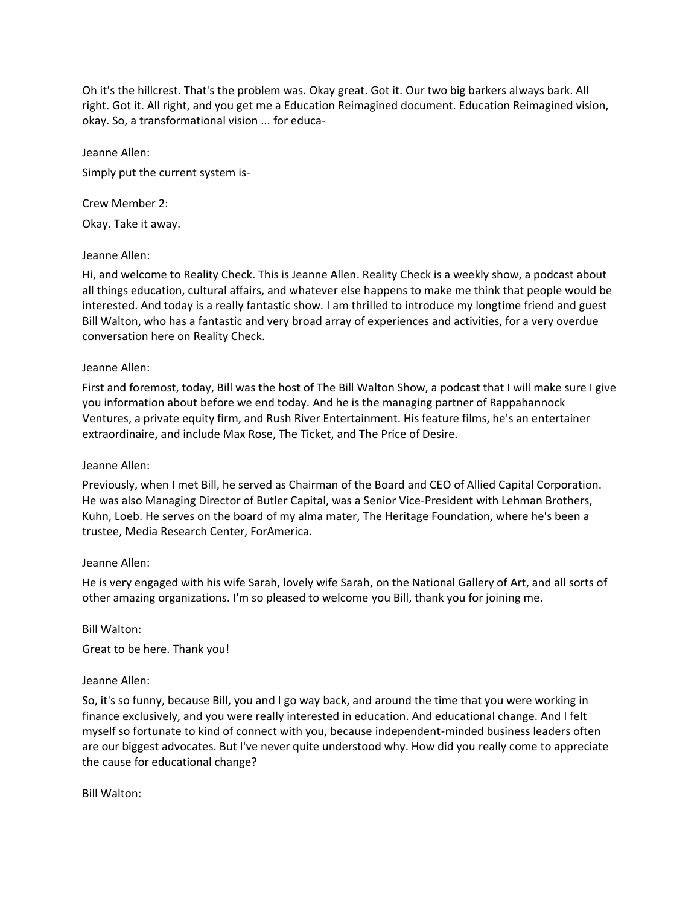Oh it's the hillcrest. That's the problem was. Okay great. Got it. Our two big barkers always bark. All right. Got it. All right, and you get me a Education Reimagined document. Education Reimagined vision, okay. So, a transformational vision ... for educa-

Jeanne Allen:

Simply put the current system is-

Crew Member 2:

Okay. Take it away.

Jeanne Allen:

Hi, and welcome to Reality Check. This is Jeanne Allen. Reality Check is a weekly show, a podcast about all things education, cultural affairs, and whatever else happens to make me think that people would be interested. And today is a really fantastic show. I am thrilled to introduce my longtime friend and guest Bill Walton, who has a fantastic and very broad array of experiences and activities, for a very overdue conversation here on Reality Check.

Jeanne Allen:

First and foremost, today, Bill was the host of The Bill Walton Show, a podcast that I will make sure I give you information about before we end today. And he is the managing partner of Rappahannock Ventures, a private equity firm, and Rush River Entertainment. His feature films, he's an entertainer extraordinaire, and include Max Rose, The Ticket, and The Price of Desire.

Jeanne Allen:

Previously, when I met Bill, he served as Chairman of the Board and CEO of Allied Capital Corporation. He was also Managing Director of Butler Capital, was a Senior Vice-President with Lehman Brothers, Kuhn, Loeb. He serves on the board of my alma mater, The Heritage Foundation, where he's been a trustee, Media Research Center, ForAmerica.

Jeanne Allen:

He is very engaged with his wife Sarah, lovely wife Sarah, on the National Gallery of Art, and all sorts of other amazing organizations. I'm so pleased to welcome you Bill, thank you for joining me.

Bill Walton:

Great to be here. Thank you!

Jeanne Allen:

So, it's so funny, because Bill, you and I go way back, and around the time that you were working in finance exclusively, and you were really interested in education. And educational change. And I felt myself so fortunate to kind of connect with you, because independent-minded business leaders often are our biggest advocates. But I've never quite understood why. How did you really come to appreciate the cause for educational change?

Bill Walton: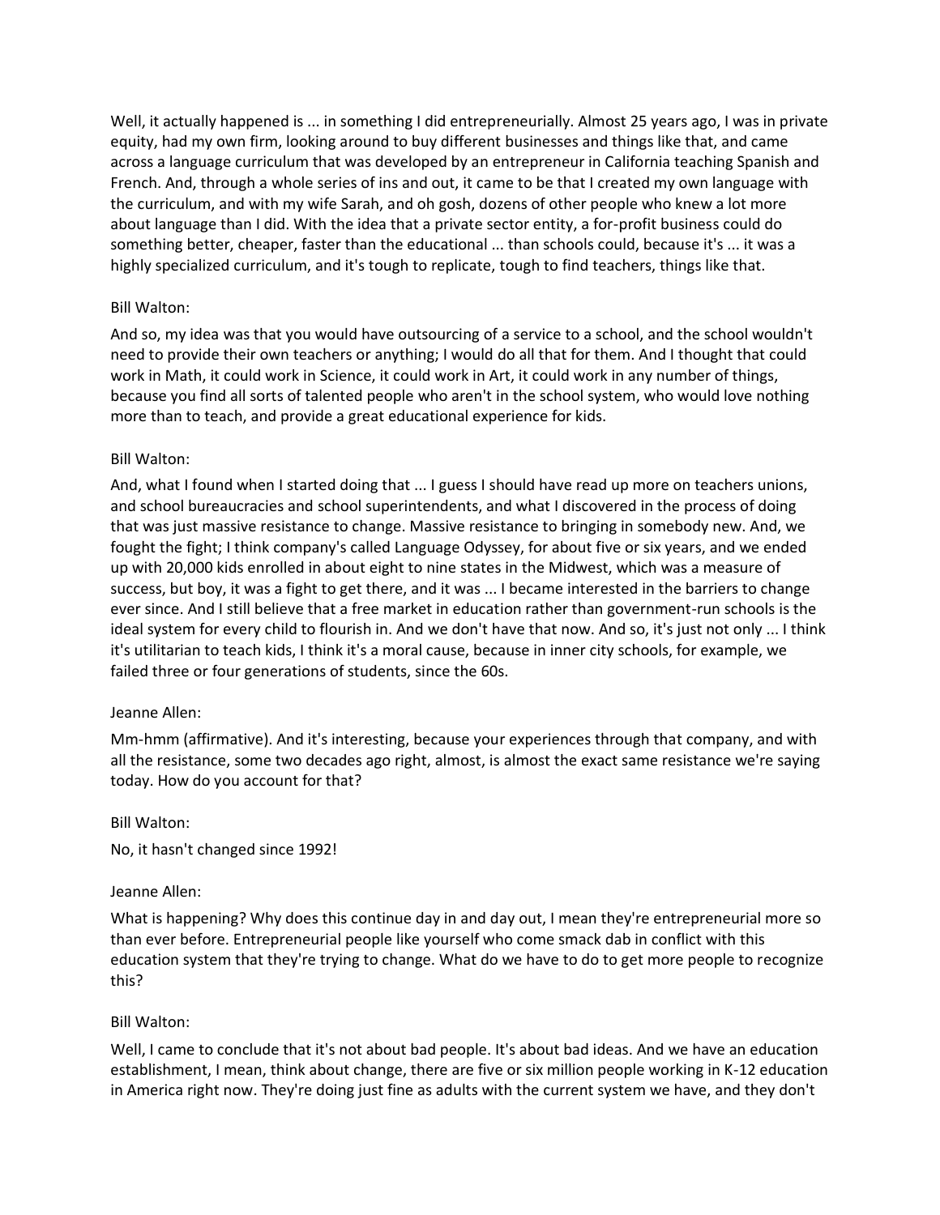Well, it actually happened is ... in something I did entrepreneurially. Almost 25 years ago, I was in private equity, had my own firm, looking around to buy different businesses and things like that, and came across a language curriculum that was developed by an entrepreneur in California teaching Spanish and French. And, through a whole series of ins and out, it came to be that I created my own language with the curriculum, and with my wife Sarah, and oh gosh, dozens of other people who knew a lot more about language than I did. With the idea that a private sector entity, a for-profit business could do something better, cheaper, faster than the educational ... than schools could, because it's ... it was a highly specialized curriculum, and it's tough to replicate, tough to find teachers, things like that.

Bill Walton:

And so, my idea was that you would have outsourcing of a service to a school, and the school wouldn't need to provide their own teachers or anything; I would do all that for them. And I thought that could work in Math, it could work in Science, it could work in Art, it could work in any number of things, because you find all sorts of talented people who aren't in the school system, who would love nothing more than to teach, and provide a great educational experience for kids.

Bill Walton:

And, what I found when I started doing that ... I guess I should have read up more on teachers unions, and school bureaucracies and school superintendents, and what I discovered in the process of doing that was just massive resistance to change. Massive resistance to bringing in somebody new. And, we fought the fight; I think company's called Language Odyssey, for about five or six years, and we ended up with 20,000 kids enrolled in about eight to nine states in the Midwest, which was a measure of success, but boy, it was a fight to get there, and it was ... I became interested in the barriers to change ever since. And I still believe that a free market in education rather than government-run schools is the ideal system for every child to flourish in. And we don't have that now. And so, it's just not only ... I think it's utilitarian to teach kids, I think it's a moral cause, because in inner city schools, for example, we failed three or four generations of students, since the 60s.

Jeanne Allen:

Mm-hmm (affirmative). And it's interesting, because your experiences through that company, and with all the resistance, some two decades ago right, almost, is almost the exact same resistance we're saying today. How do you account for that?

Bill Walton:

No, it hasn't changed since 1992!

Jeanne Allen:

What is happening? Why does this continue day in and day out, I mean they're entrepreneurial more so than ever before. Entrepreneurial people like yourself who come smack dab in conflict with this education system that they're trying to change. What do we have to do to get more people to recognize this?

Bill Walton:

Well, I came to conclude that it's not about bad people. It's about bad ideas. And we have an education establishment, I mean, think about change, there are five or six million people working in K-12 education in America right now. They're doing just fine as adults with the current system we have, and they don't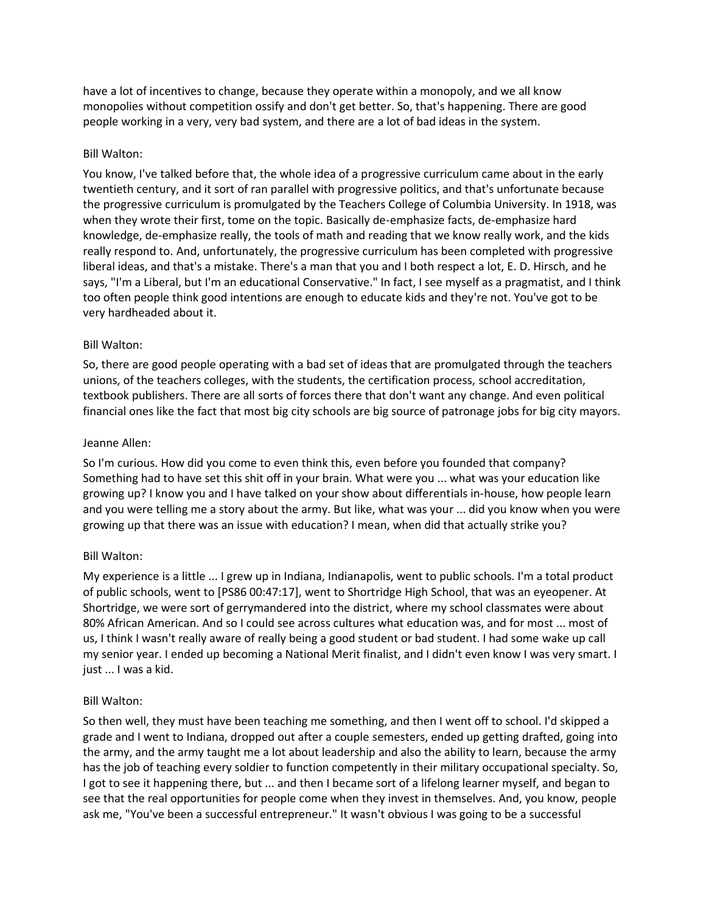have a lot of incentives to change, because they operate within a monopoly, and we all know monopolies without competition ossify and don't get better. So, that's happening. There are good people working in a very, very bad system, and there are a lot of bad ideas in the system.

Bill Walton:

You know, I've talked before that, the whole idea of a progressive curriculum came about in the early twentieth century, and it sort of ran parallel with progressive politics, and that's unfortunate because the progressive curriculum is promulgated by the Teachers College of Columbia University. In 1918, was when they wrote their first, tome on the topic. Basically de-emphasize facts, de-emphasize hard knowledge, de-emphasize really, the tools of math and reading that we know really work, and the kids really respond to. And, unfortunately, the progressive curriculum has been completed with progressive liberal ideas, and that's a mistake. There's a man that you and I both respect a lot, E. D. Hirsch, and he says, "I'm a Liberal, but I'm an educational Conservative." In fact, I see myself as a pragmatist, and I think too often people think good intentions are enough to educate kids and they're not. You've got to be very hardheaded about it.

Bill Walton:

So, there are good people operating with a bad set of ideas that are promulgated through the teachers unions, of the teachers colleges, with the students, the certification process, school accreditation, textbook publishers. There are all sorts of forces there that don't want any change. And even political financial ones like the fact that most big city schools are big source of patronage jobs for big city mayors.

Jeanne Allen:

So I'm curious. How did you come to even think this, even before you founded that company? Something had to have set this shit off in your brain. What were you ... what was your education like growing up? I know you and I have talked on your show about differentials in-house, how people learn and you were telling me a story about the army. But like, what was your ... did you know when you were growing up that there was an issue with education? I mean, when did that actually strike you?

Bill Walton:

My experience is a little ... I grew up in Indiana, Indianapolis, went to public schools. I'm a total product of public schools, went to [PS86 00:47:17], went to Shortridge High School, that was an eyeopener. At Shortridge, we were sort of gerrymandered into the district, where my school classmates were about 80% African American. And so I could see across cultures what education was, and for most ... most of us, I think I wasn't really aware of really being a good student or bad student. I had some wake up call my senior year. I ended up becoming a National Merit finalist, and I didn't even know I was very smart. I just ... I was a kid.

Bill Walton:

So then well, they must have been teaching me something, and then I went off to school. I'd skipped a grade and I went to Indiana, dropped out after a couple semesters, ended up getting drafted, going into the army, and the army taught me a lot about leadership and also the ability to learn, because the army has the job of teaching every soldier to function competently in their military occupational specialty. So, I got to see it happening there, but ... and then I became sort of a lifelong learner myself, and began to see that the real opportunities for people come when they invest in themselves. And, you know, people ask me, "You've been a successful entrepreneur." It wasn't obvious I was going to be a successful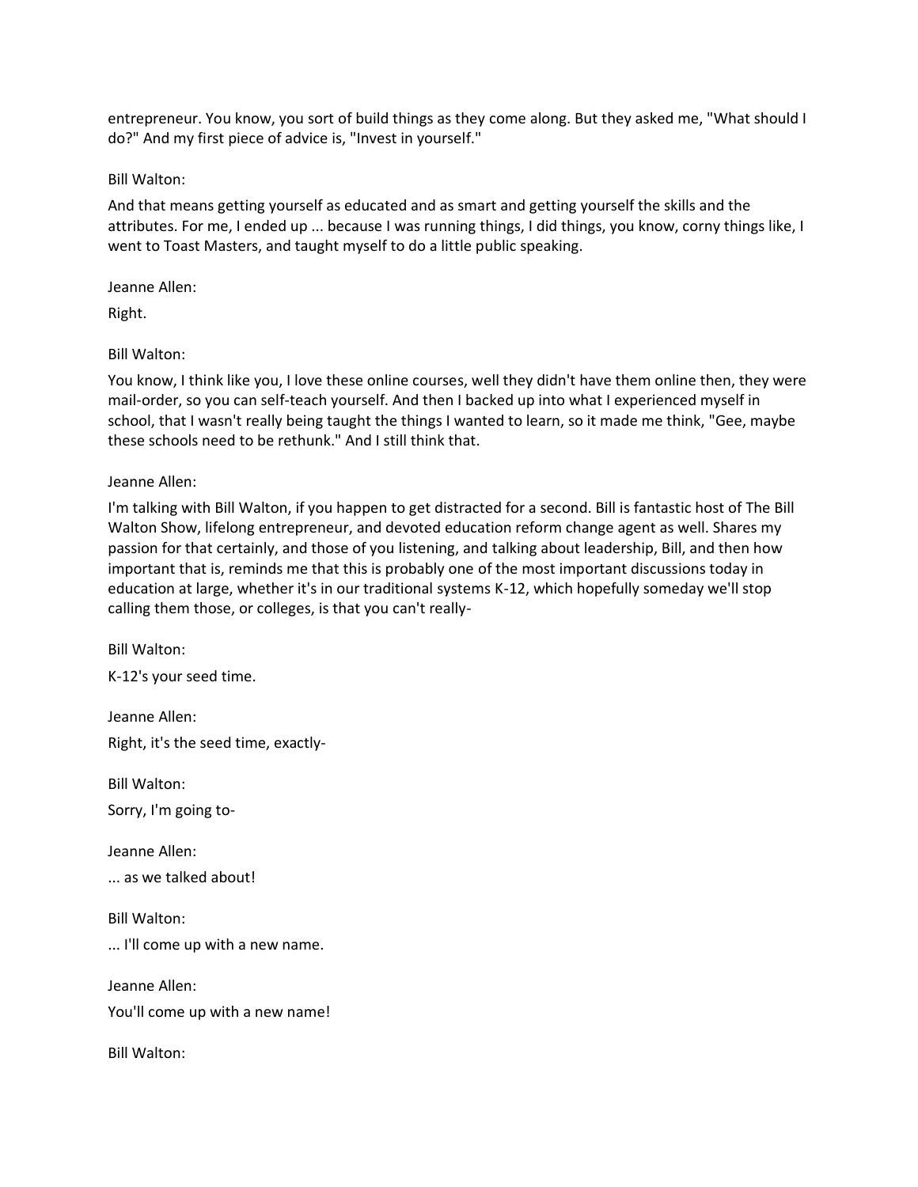entrepreneur. You know, you sort of build things as they come along. But they asked me, "What should I do?" And my first piece of advice is, "Invest in yourself."

Bill Walton:

And that means getting yourself as educated and as smart and getting yourself the skills and the attributes. For me, I ended up ... because I was running things, I did things, you know, corny things like, I went to Toast Masters, and taught myself to do a little public speaking.

Jeanne Allen:

Right.

Bill Walton:

You know, I think like you, I love these online courses, well they didn't have them online then, they were mail-order, so you can self-teach yourself. And then I backed up into what I experienced myself in school, that I wasn't really being taught the things I wanted to learn, so it made me think, "Gee, maybe these schools need to be rethunk." And I still think that.

Jeanne Allen:

I'm talking with Bill Walton, if you happen to get distracted for a second. Bill is fantastic host of The Bill Walton Show, lifelong entrepreneur, and devoted education reform change agent as well. Shares my passion for that certainly, and those of you listening, and talking about leadership, Bill, and then how important that is, reminds me that this is probably one of the most important discussions today in education at large, whether it's in our traditional systems K-12, which hopefully someday we'll stop calling them those, or colleges, is that you can't really-

Bill Walton:

K-12's your seed time.

Jeanne Allen:

Right, it's the seed time, exactly-

Bill Walton:

Sorry, I'm going to-

Jeanne Allen:

... as we talked about!

Bill Walton:

... I'll come up with a new name.

Jeanne Allen:

You'll come up with a new name!

Bill Walton: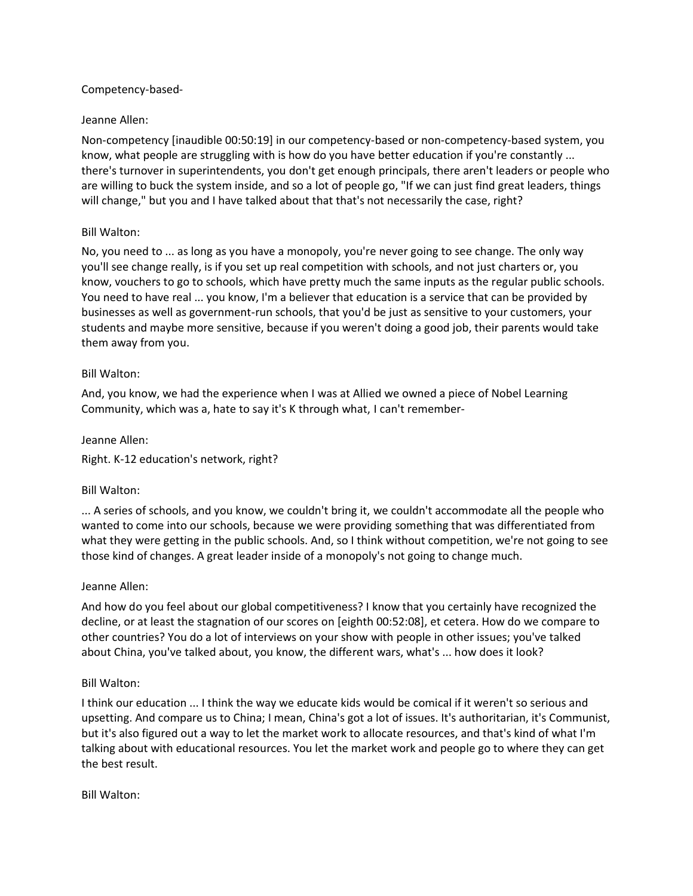Competency-based-

Jeanne Allen:

Non-competency [inaudible 00:50:19] in our competency-based or non-competency-based system, you know, what people are struggling with is how do you have better education if you're constantly ... there's turnover in superintendents, you don't get enough principals, there aren't leaders or people who are willing to buck the system inside, and so a lot of people go, "If we can just find great leaders, things will change," but you and I have talked about that that's not necessarily the case, right?

Bill Walton:

No, you need to ... as long as you have a monopoly, you're never going to see change. The only way you'll see change really, is if you set up real competition with schools, and not just charters or, you know, vouchers to go to schools, which have pretty much the same inputs as the regular public schools. You need to have real ... you know, I'm a believer that education is a service that can be provided by businesses as well as government-run schools, that you'd be just as sensitive to your customers, your students and maybe more sensitive, because if you weren't doing a good job, their parents would take them away from you.

Bill Walton:

And, you know, we had the experience when I was at Allied we owned a piece of Nobel Learning Community, which was a, hate to say it's K through what, I can't remember-

Jeanne Allen:

Right. K-12 education's network, right?

Bill Walton:

... A series of schools, and you know, we couldn't bring it, we couldn't accommodate all the people who wanted to come into our schools, because we were providing something that was differentiated from what they were getting in the public schools. And, so I think without competition, we're not going to see those kind of changes. A great leader inside of a monopoly's not going to change much.

Jeanne Allen:

And how do you feel about our global competitiveness? I know that you certainly have recognized the decline, or at least the stagnation of our scores on [eighth 00:52:08], et cetera. How do we compare to other countries? You do a lot of interviews on your show with people in other issues; you've talked about China, you've talked about, you know, the different wars, what's ... how does it look?

Bill Walton:

I think our education ... I think the way we educate kids would be comical if it weren't so serious and upsetting. And compare us to China; I mean, China's got a lot of issues. It's authoritarian, it's Communist, but it's also figured out a way to let the market work to allocate resources, and that's kind of what I'm talking about with educational resources. You let the market work and people go to where they can get the best result.

Bill Walton: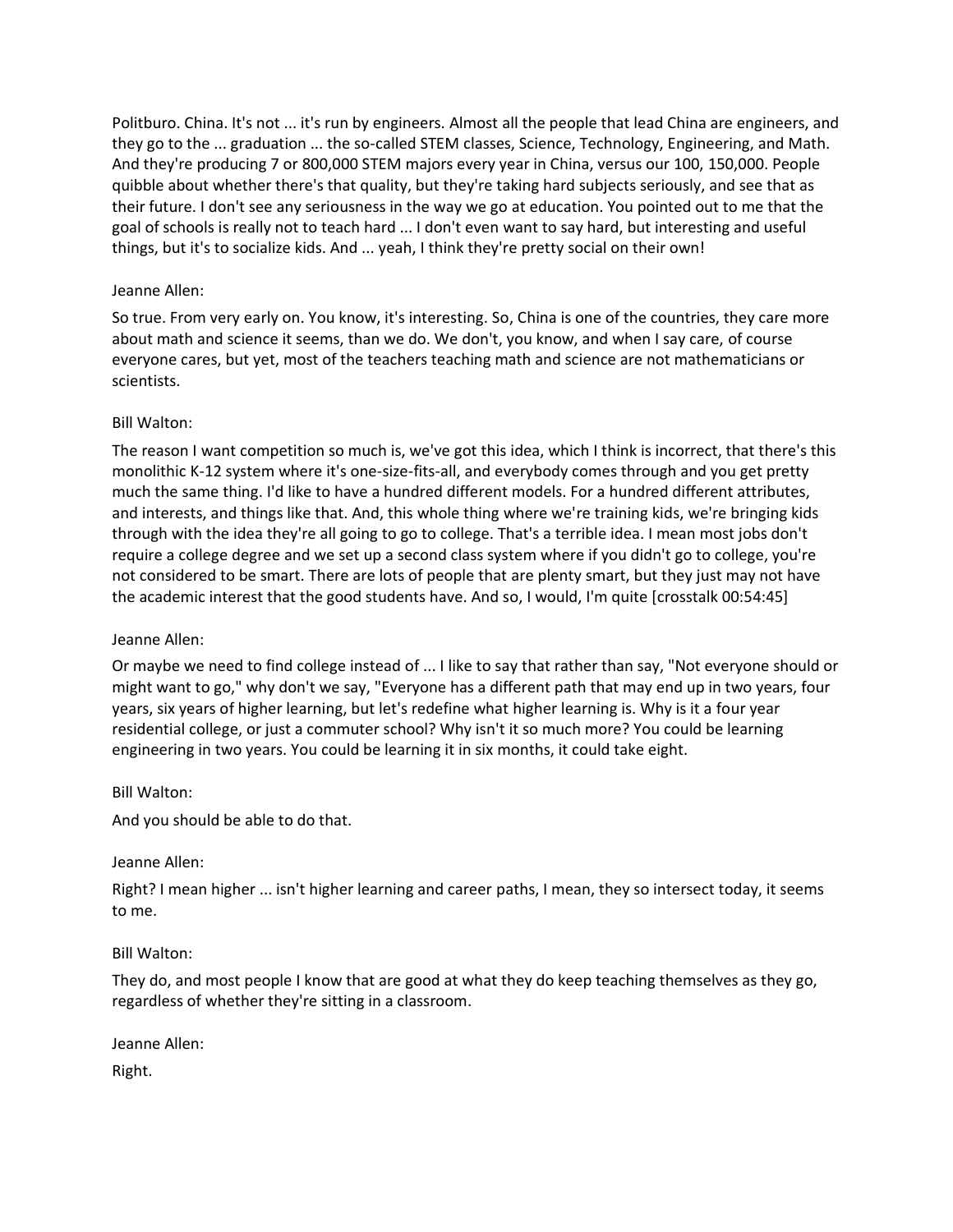Politburo. China. It's not ... it's run by engineers. Almost all the people that lead China are engineers, and they go to the ... graduation ... the so-called STEM classes, Science, Technology, Engineering, and Math. And they're producing 7 or 800,000 STEM majors every year in China, versus our 100, 150,000. People quibble about whether there's that quality, but they're taking hard subjects seriously, and see that as their future. I don't see any seriousness in the way we go at education. You pointed out to me that the goal of schools is really not to teach hard ... I don't even want to say hard, but interesting and useful things, but it's to socialize kids. And ... yeah, I think they're pretty social on their own!

Jeanne Allen:

So true. From very early on. You know, it's interesting. So, China is one of the countries, they care more about math and science it seems, than we do. We don't, you know, and when I say care, of course everyone cares, but yet, most of the teachers teaching math and science are not mathematicians or scientists.

Bill Walton:

The reason I want competition so much is, we've got this idea, which I think is incorrect, that there's this monolithic K-12 system where it's one-size-fits-all, and everybody comes through and you get pretty much the same thing. I'd like to have a hundred different models. For a hundred different attributes, and interests, and things like that. And, this whole thing where we're training kids, we're bringing kids through with the idea they're all going to go to college. That's a terrible idea. I mean most jobs don't require a college degree and we set up a second class system where if you didn't go to college, you're not considered to be smart. There are lots of people that are plenty smart, but they just may not have the academic interest that the good students have. And so, I would, I'm quite [crosstalk 00:54:45]

Jeanne Allen:

Or maybe we need to find college instead of ... I like to say that rather than say, "Not everyone should or might want to go," why don't we say, "Everyone has a different path that may end up in two years, four years, six years of higher learning, but let's redefine what higher learning is. Why is it a four year residential college, or just a commuter school? Why isn't it so much more? You could be learning engineering in two years. You could be learning it in six months, it could take eight.

Bill Walton:

And you should be able to do that.

Jeanne Allen:

Right? I mean higher ... isn't higher learning and career paths, I mean, they so intersect today, it seems to me.

Bill Walton:

They do, and most people I know that are good at what they do keep teaching themselves as they go, regardless of whether they're sitting in a classroom.

Jeanne Allen:

Right.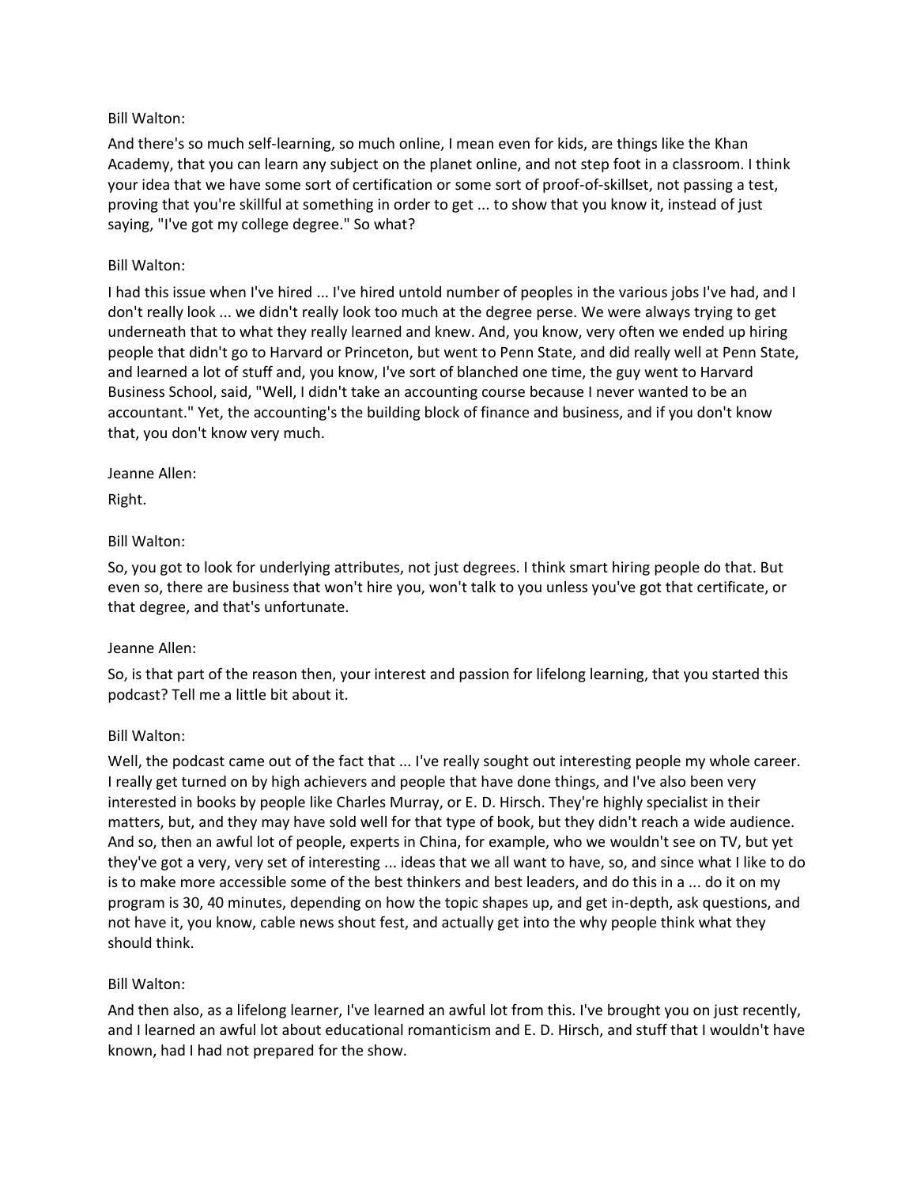Bill Walton:

And there's so much self-learning, so much online, I mean even for kids, are things like the Khan Academy, that you can learn any subject on the planet online, and not step foot in a classroom. I think your idea that we have some sort of certification or some sort of proof-of-skillset, not passing a test, proving that you're skillful at something in order to get ... to show that you know it, instead of just saying, "I've got my college degree." So what?

Bill Walton:

I had this issue when I've hired ... I've hired untold number of peoples in the various jobs I've had, and I don't really look ... we didn't really look too much at the degree perse. We were always trying to get underneath that to what they really learned and knew. And, you know, very often we ended up hiring people that didn't go to Harvard or Princeton, but went to Penn State, and did really well at Penn State, and learned a lot of stuff and, you know, I've sort of blanched one time, the guy went to Harvard Business School, said, "Well, I didn't take an accounting course because I never wanted to be an accountant." Yet, the accounting's the building block of finance and business, and if you don't know that, you don't know very much.

Jeanne Allen:

Right.

Bill Walton:

So, you got to look for underlying attributes, not just degrees. I think smart hiring people do that. But even so, there are business that won't hire you, won't talk to you unless you've got that certificate, or that degree, and that's unfortunate.

Jeanne Allen:

So, is that part of the reason then, your interest and passion for lifelong learning, that you started this podcast? Tell me a little bit about it.

Bill Walton:

Well, the podcast came out of the fact that ... I've really sought out interesting people my whole career. I really get turned on by high achievers and people that have done things, and I've also been very interested in books by people like Charles Murray, or E. D. Hirsch. They're highly specialist in their matters, but, and they may have sold well for that type of book, but they didn't reach a wide audience. And so, then an awful lot of people, experts in China, for example, who we wouldn't see on TV, but yet they've got a very, very set of interesting ... ideas that we all want to have, so, and since what I like to do is to make more accessible some of the best thinkers and best leaders, and do this in a ... do it on my program is 30, 40 minutes, depending on how the topic shapes up, and get in-depth, ask questions, and not have it, you know, cable news shout fest, and actually get into the why people think what they should think.

Bill Walton:

And then also, as a lifelong learner, I've learned an awful lot from this. I've brought you on just recently, and I learned an awful lot about educational romanticism and E. D. Hirsch, and stuff that I wouldn't have known, had I had not prepared for the show.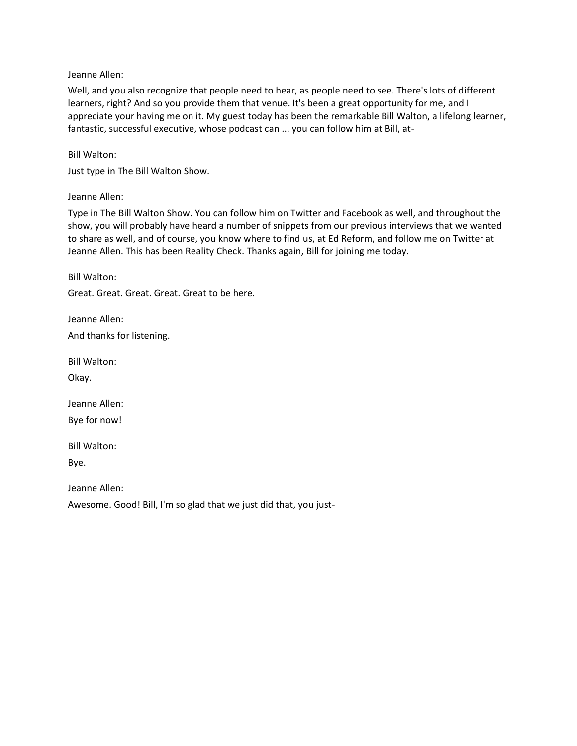Jeanne Allen:

Well, and you also recognize that people need to hear, as people need to see. There's lots of different learners, right? And so you provide them that venue. It's been a great opportunity for me, and I appreciate your having me on it. My guest today has been the remarkable Bill Walton, a lifelong learner, fantastic, successful executive, whose podcast can ... you can follow him at Bill, at-

Bill Walton:

Just type in The Bill Walton Show.

Jeanne Allen:

Type in The Bill Walton Show. You can follow him on Twitter and Facebook as well, and throughout the show, you will probably have heard a number of snippets from our previous interviews that we wanted to share as well, and of course, you know where to find us, at Ed Reform, and follow me on Twitter at Jeanne Allen. This has been Reality Check. Thanks again, Bill for joining me today.

Bill Walton:

Great. Great. Great. Great. Great to be here.

Jeanne Allen:

And thanks for listening.

Bill Walton:

Okay.

Jeanne Allen:

Bye for now!

Bill Walton:

Bye.

Jeanne Allen:

Awesome. Good! Bill, I'm so glad that we just did that, you just-